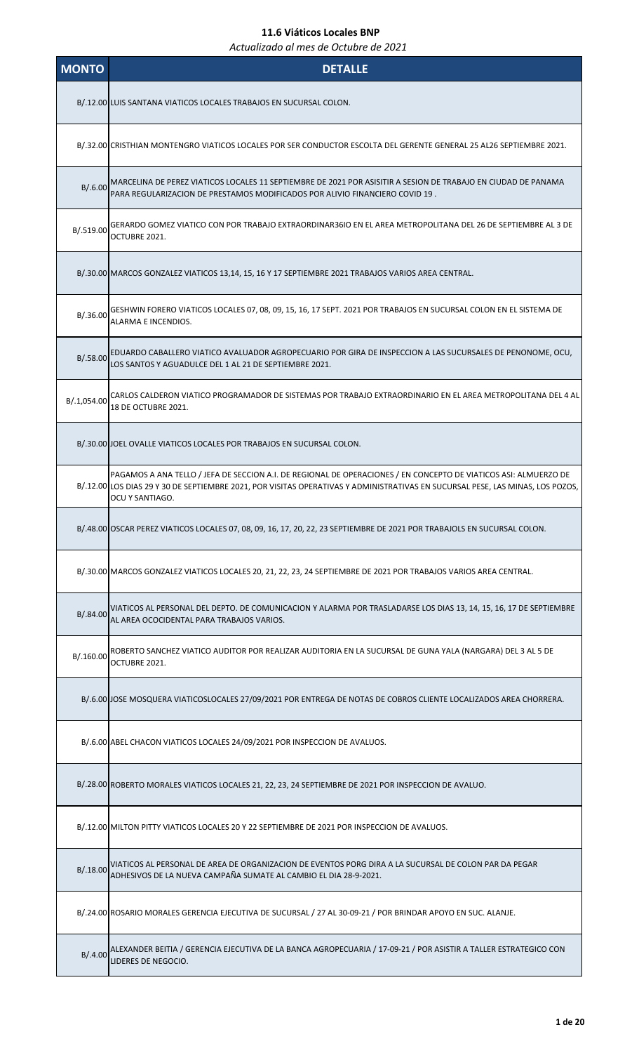# 11.6 Viáticos Locales BNP

*Actualizado al mes de Octubre de 2021*

| MONTO | DETALLE |
| --- | --- |
| B/.12.00 | LUIS SANTANA VIATICOS LOCALES TRABAJOS EN SUCURSAL COLON. |
| B/.32.00 | CRISTHIAN MONTENGRO VIATICOS LOCALES POR SER CONDUCTOR ESCOLTA DEL GERENTE GENERAL 25 AL26 SEPTIEMBRE 2021. |
| B/.6.00 | MARCELINA DE PEREZ VIATICOS LOCALES 11 SEPTIEMBRE DE 2021 POR ASISITIR A SESION DE TRABAJO EN CIUDAD DE PANAMA PARA REGULARIZACION DE PRESTAMOS MODIFICADOS POR ALIVIO FINANCIERO COVID 19 . |
| B/.519.00 | GERARDO GOMEZ VIATICO CON POR TRABAJO EXTRAORDINAR36IO EN EL AREA METROPOLITANA DEL 26 DE SEPTIEMBRE AL 3 DE OCTUBRE 2021. |
| B/.30.00 | MARCOS GONZALEZ VIATICOS 13,14, 15, 16 Y 17 SEPTIEMBRE 2021 TRABAJOS VARIOS AREA CENTRAL. |
| B/.36.00 | GESHWIN FORERO VIATICOS LOCALES 07, 08, 09, 15, 16, 17 SEPT. 2021 POR TRABAJOS EN SUCURSAL COLON EN EL SISTEMA DE ALARMA E INCENDIOS. |
| B/.58.00 | EDUARDO CABALLERO VIATICO AVALUADOR AGROPECUARIO POR GIRA DE INSPECCION A LAS SUCURSALES DE PENONOME, OCU, LOS SANTOS Y AGUADULCE DEL 1 AL 21 DE SEPTIEMBRE 2021. |
| B/.1,054.00 | CARLOS CALDERON VIATICO PROGRAMADOR DE SISTEMAS POR TRABAJO EXTRAORDINARIO EN EL AREA METROPOLITANA DEL 4 AL 18 DE OCTUBRE 2021. |
| B/.30.00 | JOEL OVALLE VIATICOS LOCALES POR TRABAJOS EN SUCURSAL COLON. |
| B/.12.00 | PAGAMOS A ANA TELLO / JEFA DE SECCION A.I. DE REGIONAL DE OPERACIONES / EN CONCEPTO DE VIATICOS ASI: ALMUERZO DE LOS DIAS 29 Y 30 DE SEPTIEMBRE 2021, POR VISITAS OPERATIVAS Y ADMINISTRATIVAS EN SUCURSAL PESE, LAS MINAS, LOS POZOS, OCU Y SANTIAGO. |
| B/.48.00 | OSCAR PEREZ VIATICOS LOCALES 07, 08, 09, 16, 17, 20, 22, 23 SEPTIEMBRE DE 2021 POR TRABAJOLS EN SUCURSAL COLON. |
| B/.30.00 | MARCOS GONZALEZ VIATICOS LOCALES 20, 21, 22, 23, 24 SEPTIEMBRE DE 2021 POR TRABAJOS VARIOS AREA CENTRAL. |
| B/.84.00 | VIATICOS AL PERSONAL DEL DEPTO. DE COMUNICACION Y ALARMA POR TRASLADARSE LOS DIAS 13, 14, 15, 16, 17 DE SEPTIEMBRE AL AREA OCOCIDENTAL PARA TRABAJOS VARIOS. |
| B/.160.00 | ROBERTO SANCHEZ VIATICO AUDITOR POR REALIZAR AUDITORIA EN LA SUCURSAL DE GUNA YALA (NARGARA) DEL 3 AL 5 DE OCTUBRE 2021. |
| B/.6.00 | JOSE MOSQUERA VIATICOSLOCALES 27/09/2021 POR ENTREGA DE NOTAS DE COBROS CLIENTE LOCALIZADOS AREA CHORRERA. |
| B/.6.00 | ABEL CHACON VIATICOS LOCALES 24/09/2021 POR INSPECCION DE AVALUOS. |
| B/.28.00 | ROBERTO MORALES VIATICOS LOCALES 21, 22, 23, 24 SEPTIEMBRE DE 2021 POR INSPECCION DE AVALUO. |
| B/.12.00 | MILTON PITTY VIATICOS LOCALES 20 Y 22 SEPTIEMBRE DE 2021 POR INSPECCION DE AVALUOS. |
| B/.18.00 | VIATICOS AL PERSONAL DE AREA DE ORGANIZACION DE EVENTOS PORG DIRA A LA SUCURSAL DE COLON PAR DA PEGAR ADHESIVOS DE LA NUEVA CAMPAÑA SUMATE AL CAMBIO EL DIA 28-9-2021. |
| B/.24.00 | ROSARIO MORALES GERENCIA EJECUTIVA DE SUCURSAL / 27 AL 30-09-21 / POR BRINDAR APOYO EN SUC. ALANJE. |
| B/.4.00 | ALEXANDER BEITIA / GERENCIA EJECUTIVA DE LA BANCA AGROPECUARIA / 17-09-21 / POR ASISTIR A TALLER ESTRATEGICO CON LIDERES DE NEGOCIO. |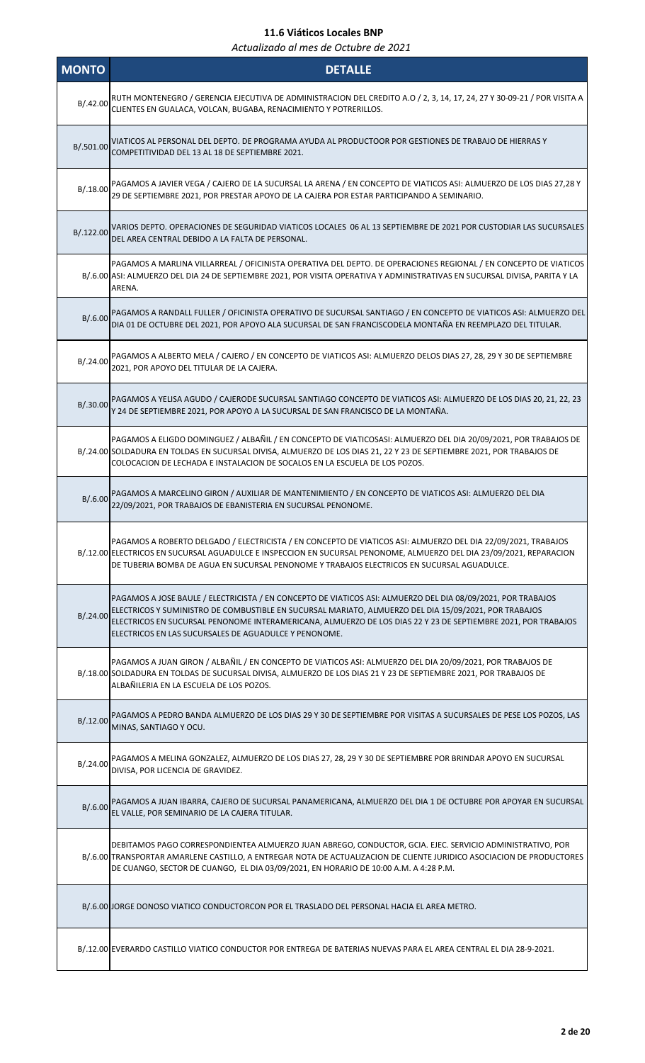## 11.6 Viáticos Locales BNP

*Actualizado al mes de Octubre de 2021*

| MONTO | DETALLE |
|---|---|
| B/.42.00 | RUTH MONTENEGRO / GERENCIA EJECUTIVA DE ADMINISTRACION DEL CREDITO A.O / 2, 3, 14, 17, 24, 27 Y 30-09-21 / POR VISITA A CLIENTES EN GUALACA, VOLCAN, BUGABA, RENACIMIENTO Y POTRERILLOS. |
| B/.501.00 | VIATICOS AL PERSONAL DEL DEPTO. DE PROGRAMA AYUDA AL PRODUCTOOR POR GESTIONES DE TRABAJO DE HIERRAS Y COMPETITIVIDAD DEL 13 AL 18 DE SEPTIEMBRE 2021. |
| B/.18.00 | PAGAMOS A JAVIER VEGA / CAJERO DE LA SUCURSAL LA ARENA / EN CONCEPTO DE VIATICOS ASI: ALMUERZO DE LOS DIAS 27,28 Y 29 DE SEPTIEMBRE 2021, POR PRESTAR APOYO DE LA CAJERA POR ESTAR PARTICIPANDO A SEMINARIO. |
| B/.122.00 | VARIOS DEPTO. OPERACIONES DE SEGURIDAD VIATICOS LOCALES 06 AL 13 SEPTIEMBRE DE 2021 POR CUSTODIAR LAS SUCURSALES DEL AREA CENTRAL DEBIDO A LA FALTA DE PERSONAL. |
| B/.6.00 | PAGAMOS A MARLINA VILLARREAL / OFICINISTA OPERATIVA DEL DEPTO. DE OPERACIONES REGIONAL / EN CONCEPTO DE VIATICOS ASI: ALMUERZO DEL DIA 24 DE SEPTIEMBRE 2021, POR VISITA OPERATIVA Y ADMINISTRATIVAS EN SUCURSAL DIVISA, PARITA Y LA ARENA. |
| B/.6.00 | PAGAMOS A RANDALL FULLER / OFICINISTA OPERATIVO DE SUCURSAL SANTIAGO / EN CONCEPTO DE VIATICOS ASI: ALMUERZO DEL DIA 01 DE OCTUBRE DEL 2021, POR APOYO ALA SUCURSAL DE SAN FRANCISCODELA MONTAÑA EN REEMPLAZO DEL TITULAR. |
| B/.24.00 | PAGAMOS A ALBERTO MELA / CAJERO / EN CONCEPTO DE VIATICOS ASI: ALMUERZO DELOS DIAS 27, 28, 29 Y 30 DE SEPTIEMBRE 2021, POR APOYO DEL TITULAR DE LA CAJERA. |
| B/.30.00 | PAGAMOS A YELISA AGUDO / CAJERODE SUCURSAL SANTIAGO CONCEPTO DE VIATICOS ASI: ALMUERZO DE LOS DIAS 20, 21, 22, 23 Y 24 DE SEPTIEMBRE 2021, POR APOYO A LA SUCURSAL DE SAN FRANCISCO DE LA MONTAÑA. |
| B/.24.00 | PAGAMOS A ELIGDO DOMINGUEZ / ALBAÑIL / EN CONCEPTO DE VIATICOSASI: ALMUERZO DEL DIA 20/09/2021, POR TRABAJOS DE SOLDADURA EN TOLDAS EN SUCURSAL DIVISA, ALMUERZO DE LOS DIAS 21, 22 Y 23 DE SEPTIEMBRE 2021, POR TRABAJOS DE COLOCACION DE LECHADA E INSTALACION DE SOCALOS EN LA ESCUELA DE LOS POZOS. |
| B/.6.00 | PAGAMOS A MARCELINO GIRON / AUXILIAR DE MANTENIMIENTO / EN CONCEPTO DE VIATICOS ASI: ALMUERZO DEL DIA 22/09/2021, POR TRABAJOS DE EBANISTERIA EN SUCURSAL PENONOME. |
| B/.12.00 | PAGAMOS A ROBERTO DELGADO / ELECTRICISTA / EN CONCEPTO DE VIATICOS ASI: ALMUERZO DEL DIA 22/09/2021, TRABAJOS ELECTRICOS EN SUCURSAL AGUADULCE E INSPECCION EN SUCURSAL PENONOME, ALMUERZO DEL DIA 23/09/2021, REPARACION DE TUBERIA BOMBA DE AGUA EN SUCURSAL PENONOME Y TRABAJOS ELECTRICOS EN SUCURSAL AGUADULCE. |
| B/.24.00 | PAGAMOS A JOSE BAULE / ELECTRICISTA / EN CONCEPTO DE VIATICOS ASI: ALMUERZO DEL DIA 08/09/2021, POR TRABAJOS ELECTRICOS Y SUMINISTRO DE COMBUSTIBLE EN SUCURSAL MARIATO, ALMUERZO DEL DIA 15/09/2021, POR TRABAJOS ELECTRICOS EN SUCURSAL PENONOME INTERAMERICANA, ALMUERZO DE LOS DIAS 22 Y 23 DE SEPTIEMBRE 2021, POR TRABAJOS ELECTRICOS EN LAS SUCURSALES DE AGUADULCE Y PENONOME. |
| B/.18.00 | PAGAMOS A JUAN GIRON / ALBAÑIL / EN CONCEPTO DE VIATICOS ASI: ALMUERZO DEL DIA 20/09/2021, POR TRABAJOS DE SOLDADURA EN TOLDAS DE SUCURSAL DIVISA, ALMUERZO DE LOS DIAS 21 Y 23 DE SEPTIEMBRE 2021, POR TRABAJOS DE ALBAÑILERIA EN LA ESCUELA DE LOS POZOS. |
| B/.12.00 | PAGAMOS A PEDRO BANDA ALMUERZO DE LOS DIAS 29 Y 30 DE SEPTIEMBRE POR VISITAS A SUCURSALES DE PESE LOS POZOS, LAS MINAS, SANTIAGO Y OCU. |
| B/.24.00 | PAGAMOS A MELINA GONZALEZ, ALMUERZO DE LOS DIAS 27, 28, 29 Y 30 DE SEPTIEMBRE POR BRINDAR APOYO EN SUCURSAL DIVISA, POR LICENCIA DE GRAVIDEZ. |
| B/.6.00 | PAGAMOS A JUAN IBARRA, CAJERO DE SUCURSAL PANAMERICANA, ALMUERZO DEL DIA 1 DE OCTUBRE POR APOYAR EN SUCURSAL EL VALLE, POR SEMINARIO DE LA CAJERA TITULAR. |
| B/.6.00 | DEBITAMOS PAGO CORRESPONDIENTEA ALMUERZO JUAN ABREGO, CONDUCTOR, GCIA. EJEC. SERVICIO ADMINISTRATIVO, POR TRANSPORTAR AMARLENE CASTILLO, A ENTREGAR NOTA DE ACTUALIZACION DE CLIENTE JURIDICO ASOCIACION DE PRODUCTORES DE CUANGO, SECTOR DE CUANGO, EL DIA 03/09/2021, EN HORARIO DE 10:00 A.M. A 4:28 P.M. |
| B/.6.00 | JORGE DONOSO VIATICO CONDUCTORCON POR EL TRASLADO DEL PERSONAL HACIA EL AREA METRO. |
| B/.12.00 | EVERARDO CASTILLO VIATICO CONDUCTOR POR ENTREGA DE BATERIAS NUEVAS PARA EL AREA CENTRAL EL DIA 28-9-2021. |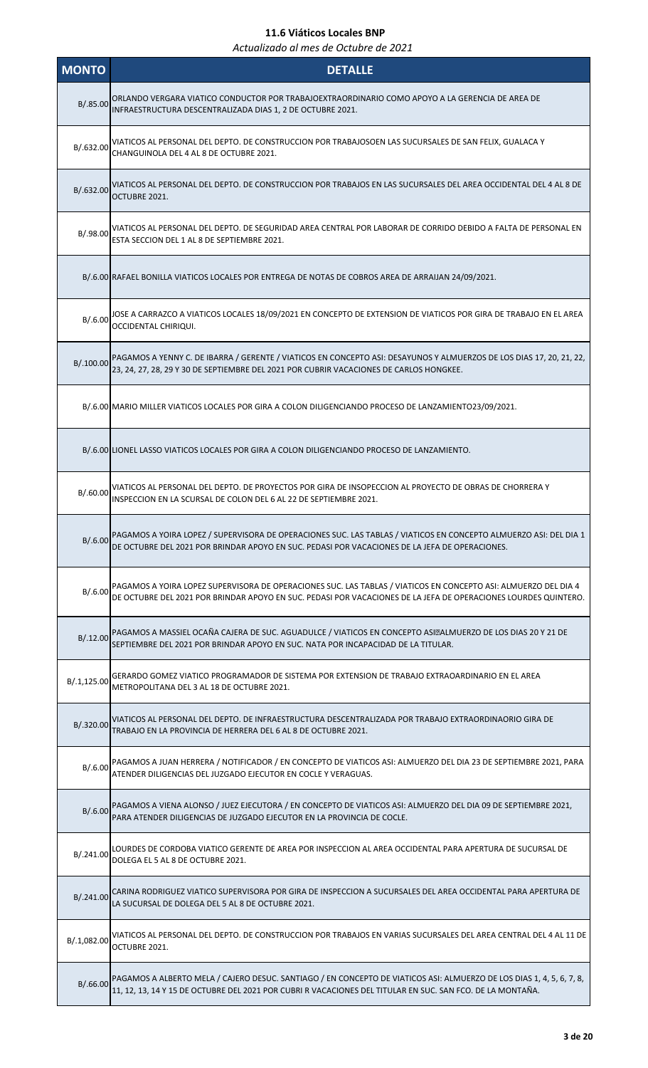# 11.6 Viáticos Locales BNP

*Actualizado al mes de Octubre de 2021*

| MONTO | DETALLE |
|---|---|
| B/.85.00 | ORLANDO VERGARA VIATICO CONDUCTOR POR TRABAJOEXTRAORDINARIO COMO APOYO A LA GERENCIA DE AREA DE INFRAESTRUCTURA DESCENTRALIZADA DIAS 1, 2 DE OCTUBRE 2021. |
| B/.632.00 | VIATICOS AL PERSONAL DEL DEPTO. DE CONSTRUCCION POR TRABAJOSOEN LAS SUCURSALES DE SAN FELIX, GUALACA Y CHANGUINOLA DEL 4 AL 8 DE OCTUBRE 2021. |
| B/.632.00 | VIATICOS AL PERSONAL DEL DEPTO. DE CONSTRUCCION POR TRABAJOS EN LAS SUCURSALES DEL AREA OCCIDENTAL DEL 4 AL 8 DE OCTUBRE 2021. |
| B/.98.00 | VIATICOS AL PERSONAL DEL DEPTO. DE SEGURIDAD AREA CENTRAL POR LABORAR DE CORRIDO DEBIDO A FALTA DE PERSONAL EN ESTA SECCION DEL 1 AL 8 DE SEPTIEMBRE 2021. |
| B/.6.00 | RAFAEL BONILLA VIATICOS LOCALES POR ENTREGA DE NOTAS DE COBROS AREA DE ARRAIJAN 24/09/2021. |
| B/.6.00 | JOSE A CARRAZCO A VIATICOS LOCALES 18/09/2021 EN CONCEPTO DE EXTENSION DE VIATICOS POR GIRA DE TRABAJO EN EL AREA OCCIDENTAL CHIRIQUI. |
| B/.100.00 | PAGAMOS A YENNY C. DE IBARRA / GERENTE / VIATICOS EN CONCEPTO ASI: DESAYUNOS Y ALMUERZOS DE LOS DIAS 17, 20, 21, 22, 23, 24, 27, 28, 29 Y 30 DE SEPTIEMBRE DEL 2021 POR CUBRIR VACACIONES DE CARLOS HONGKEE. |
| B/.6.00 | MARIO MILLER VIATICOS LOCALES POR GIRA A COLON DILIGENCIANDO PROCESO DE LANZAMIENTO23/09/2021. |
| B/.6.00 | LIONEL LASSO VIATICOS LOCALES POR GIRA A COLON DILIGENCIANDO PROCESO DE LANZAMIENTO. |
| B/.60.00 | VIATICOS AL PERSONAL DEL DEPTO. DE PROYECTOS POR GIRA DE INSOPECCION AL PROYECTO DE OBRAS DE CHORRERA Y INSPECCION EN LA SCURSAL DE COLON DEL 6 AL 22 DE SEPTIEMBRE 2021. |
| B/.6.00 | PAGAMOS A YOIRA LOPEZ / SUPERVISORA DE OPERACIONES SUC. LAS TABLAS / VIATICOS EN CONCEPTO ALMUERZO ASI: DEL DIA 1 DE OCTUBRE DEL 2021 POR BRINDAR APOYO EN SUC. PEDASI POR VACACIONES DE LA JEFA DE OPERACIONES. |
| B/.6.00 | PAGAMOS A YOIRA LOPEZ SUPERVISORA DE OPERACIONES SUC. LAS TABLAS / VIATICOS EN CONCEPTO ASI: ALMUERZO DEL DIA 4 DE OCTUBRE DEL 2021 POR BRINDAR APOYO EN SUC. PEDASI POR VACACIONES DE LA JEFA DE OPERACIONES LOURDES QUINTERO. |
| B/.12.00 | PAGAMOS A MASSIEL OCAÑA CAJERA DE SUC. AGUADULCE / VIATICOS EN CONCEPTO ASI:ALMUERZO DE LOS DIAS 20 Y 21 DE SEPTIEMBRE DEL 2021 POR BRINDAR APOYO EN SUC. NATA POR INCAPACIDAD DE LA TITULAR. |
| B/.1,125.00 | GERARDO GOMEZ VIATICO PROGRAMADOR DE SISTEMA POR EXTENSION DE TRABAJO EXTRAOARDINARIO EN EL AREA METROPOLITANA DEL 3 AL 18 DE OCTUBRE 2021. |
| B/.320.00 | VIATICOS AL PERSONAL DEL DEPTO. DE INFRAESTRUCTURA DESCENTRALIZADA POR TRABAJO EXTRAORDINAORIO GIRA DE TRABAJO EN LA PROVINCIA DE HERRERA DEL 6 AL 8 DE OCTUBRE 2021. |
| B/.6.00 | PAGAMOS A JUAN HERRERA / NOTIFICADOR / EN CONCEPTO DE VIATICOS ASI: ALMUERZO DEL DIA 23 DE SEPTIEMBRE 2021, PARA ATENDER DILIGENCIAS DEL JUZGADO EJECUTOR EN COCLE Y VERAGUAS. |
| B/.6.00 | PAGAMOS A VIENA ALONSO / JUEZ EJECUTORA / EN CONCEPTO DE VIATICOS ASI: ALMUERZO DEL DIA 09 DE SEPTIEMBRE 2021, PARA ATENDER DILIGENCIAS DE JUZGADO EJECUTOR EN LA PROVINCIA DE COCLE. |
| B/.241.00 | LOURDES DE CORDOBA VIATICO GERENTE DE AREA POR INSPECCION AL AREA OCCIDENTAL PARA APERTURA DE SUCURSAL DE DOLEGA EL 5 AL 8 DE OCTUBRE 2021. |
| B/.241.00 | CARINA RODRIGUEZ VIATICO SUPERVISORA POR GIRA DE INSPECCION A SUCURSALES DEL AREA OCCIDENTAL PARA APERTURA DE LA SUCURSAL DE DOLEGA DEL 5 AL 8 DE OCTUBRE 2021. |
| B/.1,082.00 | VIATICOS AL PERSONAL DEL DEPTO. DE CONSTRUCCION POR TRABAJOS EN VARIAS SUCURSALES DEL AREA CENTRAL DEL 4 AL 11 DE OCTUBRE 2021. |
| B/.66.00 | PAGAMOS A ALBERTO MELA / CAJERO DESUC. SANTIAGO / EN CONCEPTO DE VIATICOS ASI: ALMUERZO DE LOS DIAS 1, 4, 5, 6, 7, 8, 11, 12, 13, 14 Y 15 DE OCTUBRE DEL 2021 POR CUBRI R VACACIONES DEL TITULAR EN SUC. SAN FCO. DE LA MONTAÑA. |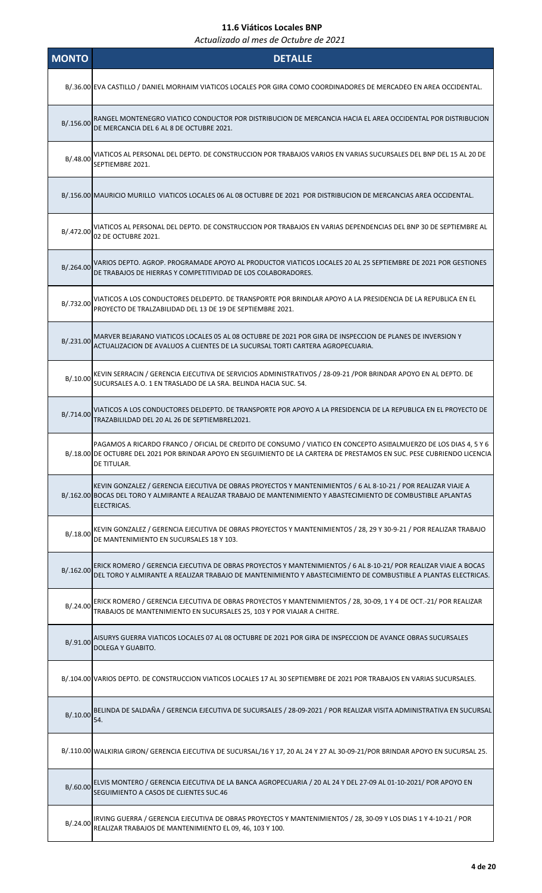## 11.6 Viáticos Locales BNP

*Actualizado al mes de Octubre de 2021*

| MONTO | DETALLE |
|---|---|
| B/.36.00 | EVA CASTILLO / DANIEL MORHAIM VIATICOS LOCALES POR GIRA COMO COORDINADORES DE MERCADEO EN AREA OCCIDENTAL. |
| B/.156.00 | RANGEL MONTENEGRO VIATICO CONDUCTOR POR DISTRIBUCION DE MERCANCIA HACIA EL AREA OCCIDENTAL POR DISTRIBUCION DE MERCANCIA DEL 6 AL 8 DE OCTUBRE 2021. |
| B/.48.00 | VIATICOS AL PERSONAL DEL DEPTO. DE CONSTRUCCION POR TRABAJOS VARIOS EN VARIAS SUCURSALES DEL BNP DEL 15 AL 20 DE SEPTIEMBRE 2021. |
| B/.156.00 | MAURICIO MURILLO VIATICOS LOCALES 06 AL 08 OCTUBRE DE 2021 POR DISTRIBUCION DE MERCANCIAS AREA OCCIDENTAL. |
| B/.472.00 | VIATICOS AL PERSONAL DEL DEPTO. DE CONSTRUCCION POR TRABAJOS EN VARIAS DEPENDENCIAS DEL BNP 30 DE SEPTIEMBRE AL 02 DE OCTUBRE 2021. |
| B/.264.00 | VARIOS DEPTO. AGROP. PROGRAMADE APOYO AL PRODUCTOR VIATICOS LOCALES 20 AL 25 SEPTIEMBRE DE 2021 POR GESTIONES DE TRABAJOS DE HIERRAS Y COMPETITIVIDAD DE LOS COLABORADORES. |
| B/.732.00 | VIATICOS A LOS CONDUCTORES DELDEPTO. DE TRANSPORTE POR BRINDLAR APOYO A LA PRESIDENCIA DE LA REPUBLICA EN EL PROYECTO DE TRALZABILIDAD DEL 13 DE 19 DE SEPTIEMBRE 2021. |
| B/.231.00 | MARVER BEJARANO VIATICOS LOCALES 05 AL 08 OCTUBRE DE 2021 POR GIRA DE INSPECCION DE PLANES DE INVERSION Y ACTUALIZACION DE AVALUOS A CLIENTES DE LA SUCURSAL TORTI CARTERA AGROPECUARIA. |
| B/.10.00 | KEVIN SERRACIN / GERENCIA EJECUTIVA DE SERVICIOS ADMINISTRATIVOS / 28-09-21 /POR BRINDAR APOYO EN AL DEPTO. DE SUCURSALES A.O. 1 EN TRASLADO DE LA SRA. BELINDA HACIA SUC. 54. |
| B/.714.00 | VIATICOS A LOS CONDUCTORES DELDEPTO. DE TRANSPORTE POR APOYO A LA PRESIDENCIA DE LA REPUBLICA EN EL PROYECTO DE TRAZABILILDAD DEL 20 AL 26 DE SEPTIEMBREL2021. |
| B/.18.00 | PAGAMOS A RICARDO FRANCO / OFICIAL DE CREDITO DE CONSUMO / VIATICO EN CONCEPTO ASI�ALMUERZO DE LOS DIAS 4, 5 Y 6 DE OCTUBRE DEL 2021 POR BRINDAR APOYO EN SEGUIMIENTO DE LA CARTERA DE PRESTAMOS EN SUC. PESE CUBRIENDO LICENCIA DE TITULAR. |
| B/.162.00 | KEVIN GONZALEZ / GERENCIA EJECUTIVA DE OBRAS PROYECTOS Y MANTENIMIENTOS / 6 AL 8-10-21 / POR REALIZAR VIAJE A BOCAS DEL TORO Y ALMIRANTE A REALIZAR TRABAJO DE MANTENIMIENTO Y ABASTECIMIENTO DE COMBUSTIBLE APLANTAS ELECTRICAS. |
| B/.18.00 | KEVIN GONZALEZ / GERENCIA EJECUTIVA DE OBRAS PROYECTOS Y MANTENIMIENTOS / 28, 29 Y 30-9-21 / POR REALIZAR TRABAJO DE MANTENIMIENTO EN SUCURSALES 18 Y 103. |
| B/.162.00 | ERICK ROMERO / GERENCIA EJECUTIVA DE OBRAS PROYECTOS Y MANTENIMIENTOS / 6 AL 8-10-21/ POR REALIZAR VIAJE A BOCAS DEL TORO Y ALMIRANTE A REALIZAR TRABAJO DE MANTENIMIENTO Y ABASTECIMIENTO DE COMBUSTIBLE A PLANTAS ELECTRICAS. |
| B/.24.00 | ERICK ROMERO / GERENCIA EJECUTIVA DE OBRAS PROYECTOS Y MANTENIMIENTOS / 28, 30-09, 1 Y 4 DE OCT.-21/ POR REALIZAR TRABAJOS DE MANTENIMIENTO EN SUCURSALES 25, 103 Y POR VIAJAR A CHITRE. |
| B/.91.00 | AISURYS GUERRA VIATICOS LOCALES 07 AL 08 OCTUBRE DE 2021 POR GIRA DE INSPECCION DE AVANCE OBRAS SUCURSALES DOLEGA Y GUABITO. |
| B/.104.00 | VARIOS DEPTO. DE CONSTRUCCION VIATICOS LOCALES 17 AL 30 SEPTIEMBRE DE 2021 POR TRABAJOS EN VARIAS SUCURSALES. |
| B/.10.00 | BELINDA DE SALDAÑA / GERENCIA EJECUTIVA DE SUCURSALES / 28-09-2021 / POR REALIZAR VISITA ADMINISTRATIVA EN SUCURSAL 54. |
| B/.110.00 | WALKIRIA GIRON/ GERENCIA EJECUTIVA DE SUCURSAL/16 Y 17, 20 AL 24 Y 27 AL 30-09-21/POR BRINDAR APOYO EN SUCURSAL 25. |
| B/.60.00 | ELVIS MONTERO / GERENCIA EJECUTIVA DE LA BANCA AGROPECUARIA / 20 AL 24 Y DEL 27-09 AL 01-10-2021/ POR APOYO EN SEGUIMIENTO A CASOS DE CLIENTES SUC.46 |
| B/.24.00 | IRVING GUERRA / GERENCIA EJECUTIVA DE OBRAS PROYECTOS Y MANTENIMIENTOS / 28, 30-09 Y LOS DIAS 1 Y 4-10-21 / POR REALIZAR TRABAJOS DE MANTENIMIENTO EL 09, 46, 103 Y 100. |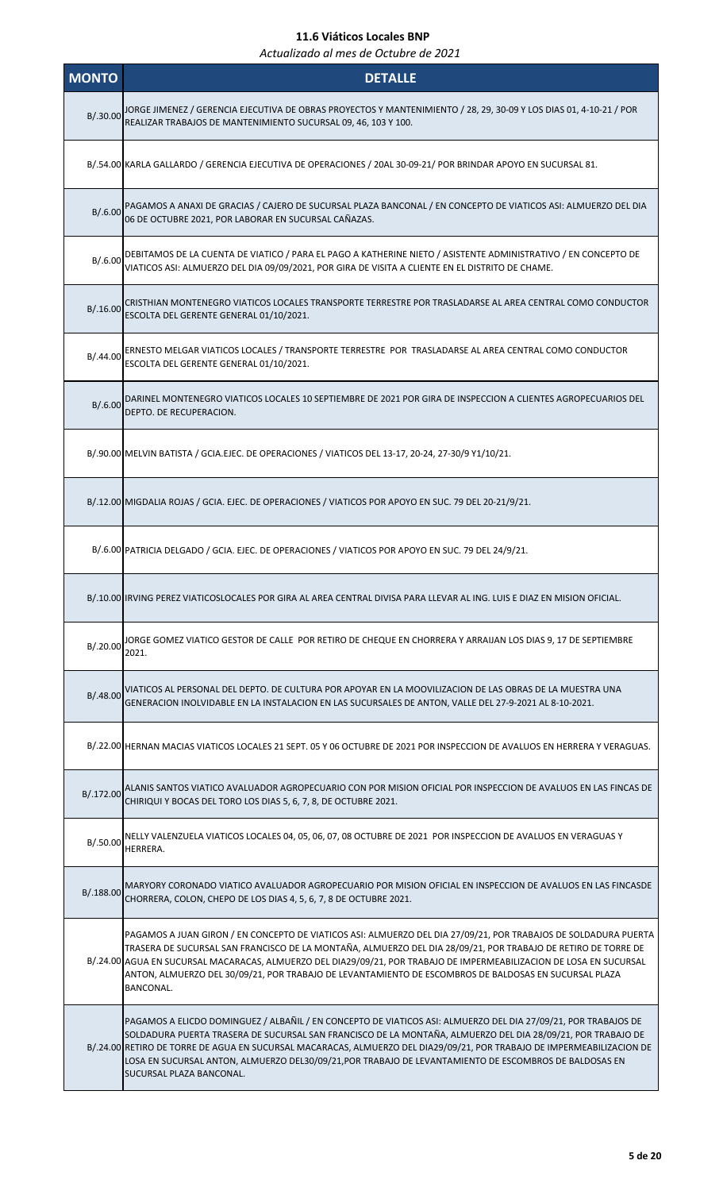## 11.6 Viáticos Locales BNP

*Actualizado al mes de Octubre de 2021*

| MONTO | DETALLE |
|---|---|
| B/.30.00 | JORGE JIMENEZ / GERENCIA EJECUTIVA DE OBRAS PROYECTOS Y MANTENIMIENTO / 28, 29, 30-09 Y LOS DIAS 01, 4-10-21 / POR REALIZAR TRABAJOS DE MANTENIMIENTO SUCURSAL 09, 46, 103 Y 100. |
| B/.54.00 | KARLA GALLARDO / GERENCIA EJECUTIVA DE OPERACIONES / 20AL 30-09-21/ POR BRINDAR APOYO EN SUCURSAL 81. |
| B/.6.00 | PAGAMOS A ANAXI DE GRACIAS / CAJERO DE SUCURSAL PLAZA BANCONAL / EN CONCEPTO DE VIATICOS ASI: ALMUERZO DEL DIA 06 DE OCTUBRE 2021, POR LABORAR EN SUCURSAL CAÑAZAS. |
| B/.6.00 | DEBITAMOS DE LA CUENTA DE VIATICO / PARA EL PAGO A KATHERINE NIETO / ASISTENTE ADMINISTRATIVO / EN CONCEPTO DE VIATICOS ASI: ALMUERZO DEL DIA 09/09/2021, POR GIRA DE VISITA A CLIENTE EN EL DISTRITO DE CHAME. |
| B/.16.00 | CRISTHIAN MONTENEGRO VIATICOS LOCALES TRANSPORTE TERRESTRE POR TRASLADARSE AL AREA CENTRAL COMO CONDUCTOR ESCOLTA DEL GERENTE GENERAL 01/10/2021. |
| B/.44.00 | ERNESTO MELGAR VIATICOS LOCALES / TRANSPORTE TERRESTRE POR TRASLADARSE AL AREA CENTRAL COMO CONDUCTOR ESCOLTA DEL GERENTE GENERAL 01/10/2021. |
| B/.6.00 | DARINEL MONTENEGRO VIATICOS LOCALES 10 SEPTIEMBRE DE 2021 POR GIRA DE INSPECCION A CLIENTES AGROPECUARIOS DEL DEPTO. DE RECUPERACION. |
| B/.90.00 | MELVIN BATISTA / GCIA.EJEC. DE OPERACIONES / VIATICOS DEL 13-17, 20-24, 27-30/9 Y1/10/21. |
| B/.12.00 | MIGDALIA ROJAS / GCIA. EJEC. DE OPERACIONES / VIATICOS POR APOYO EN SUC. 79 DEL 20-21/9/21. |
| B/.6.00 | PATRICIA DELGADO / GCIA. EJEC. DE OPERACIONES / VIATICOS POR APOYO EN SUC. 79 DEL 24/9/21. |
| B/.10.00 | IRVING PEREZ VIATICOSLOCALES POR GIRA AL AREA CENTRAL DIVISA PARA LLEVAR AL ING. LUIS E DIAZ EN MISION OFICIAL. |
| B/.20.00 | JORGE GOMEZ VIATICO GESTOR DE CALLE POR RETIRO DE CHEQUE EN CHORRERA Y ARRAIJAN LOS DIAS 9, 17 DE SEPTIEMBRE 2021. |
| B/.48.00 | VIATICOS AL PERSONAL DEL DEPTO. DE CULTURA POR APOYAR EN LA MOOVILIZACION DE LAS OBRAS DE LA MUESTRA UNA GENERACION INOLVIDABLE EN LA INSTALACION EN LAS SUCURSALES DE ANTON, VALLE DEL 27-9-2021 AL 8-10-2021. |
| B/.22.00 | HERNAN MACIAS VIATICOS LOCALES 21 SEPT. 05 Y 06 OCTUBRE DE 2021 POR INSPECCION DE AVALUOS EN HERRERA Y VERAGUAS. |
| B/.172.00 | ALANIS SANTOS VIATICO AVALUADOR AGROPECUARIO CON POR MISION OFICIAL POR INSPECCION DE AVALUOS EN LAS FINCAS DE CHIRIQUI Y BOCAS DEL TORO LOS DIAS 5, 6, 7, 8, DE OCTUBRE 2021. |
| B/.50.00 | NELLY VALENZUELA VIATICOS LOCALES 04, 05, 06, 07, 08 OCTUBRE DE 2021 POR INSPECCION DE AVALUOS EN VERAGUAS Y HERRERA. |
| B/.188.00 | MARYORY CORONADO VIATICO AVALUADOR AGROPECUARIO POR MISION OFICIAL EN INSPECCION DE AVALUOS EN LAS FINCASDE CHORRERA, COLON, CHEPO DE LOS DIAS 4, 5, 6, 7, 8 DE OCTUBRE 2021. |
| B/.24.00 | PAGAMOS A JUAN GIRON / EN CONCEPTO DE VIATICOS ASI: ALMUERZO DEL DIA 27/09/21, POR TRABAJOS DE SOLDADURA PUERTA TRASERA DE SUCURSAL SAN FRANCISCO DE LA MONTAÑA, ALMUERZO DEL DIA 28/09/21, POR TRABAJO DE RETIRO DE TORRE DE AGUA EN SUCURSAL MACARACAS, ALMUERZO DEL DIA29/09/21, POR TRABAJO DE IMPERMEABILIZACION DE LOSA EN SUCURSAL ANTON, ALMUERZO DEL 30/09/21, POR TRABAJO DE LEVANTAMIENTO DE ESCOMBROS DE BALDOSAS EN SUCURSAL PLAZA BANCONAL. |
| B/.24.00 | PAGAMOS A ELICDO DOMINGUEZ / ALBAÑIL / EN CONCEPTO DE VIATICOS ASI: ALMUERZO DEL DIA 27/09/21, POR TRABAJOS DE SOLDADURA PUERTA TRASERA DE SUCURSAL SAN FRANCISCO DE LA MONTAÑA, ALMUERZO DEL DIA 28/09/21, POR TRABAJO DE RETIRO DE TORRE DE AGUA EN SUCURSAL MACARACAS, ALMUERZO DEL DIA29/09/21, POR TRABAJO DE IMPERMEABILIZACION DE LOSA EN SUCURSAL ANTON, ALMUERZO DEL30/09/21,POR TRABAJO DE LEVANTAMIENTO DE ESCOMBROS DE BALDOSAS EN SUCURSAL PLAZA BANCONAL. |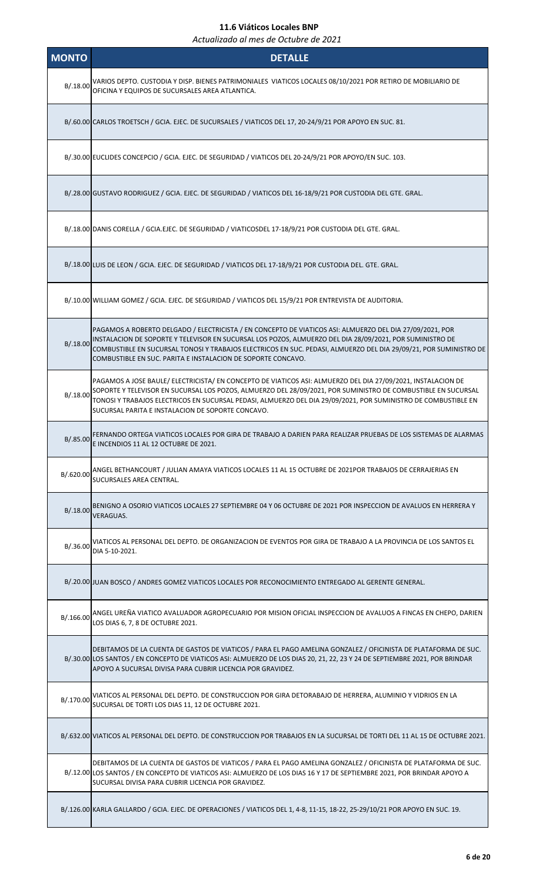# 11.6 Viáticos Locales BNP

*Actualizado al mes de Octubre de 2021*

| MONTO | DETALLE |
|---|---|
| B/.18.00 | VARIOS DEPTO. CUSTODIA Y DISP. BIENES PATRIMONIALES VIATICOS LOCALES 08/10/2021 POR RETIRO DE MOBILIARIO DE OFICINA Y EQUIPOS DE SUCURSALES AREA ATLANTICA. |
| B/.60.00 | CARLOS TROETSCH / GCIA. EJEC. DE SUCURSALES / VIATICOS DEL 17, 20-24/9/21 POR APOYO EN SUC. 81. |
| B/.30.00 | EUCLIDES CONCEPCIO / GCIA. EJEC. DE SEGURIDAD / VIATICOS DEL 20-24/9/21 POR APOYO/EN SUC. 103. |
| B/.28.00 | GUSTAVO RODRIGUEZ / GCIA. EJEC. DE SEGURIDAD / VIATICOS DEL 16-18/9/21 POR CUSTODIA DEL GTE. GRAL. |
| B/.18.00 | DANIS CORELLA / GCIA.EJEC. DE SEGURIDAD / VIATICOSDEL 17-18/9/21 POR CUSTODIA DEL GTE. GRAL. |
| B/.18.00 | LUIS DE LEON / GCIA. EJEC. DE SEGURIDAD / VIATICOS DEL 17-18/9/21 POR CUSTODIA DEL. GTE. GRAL. |
| B/.10.00 | WILLIAM GOMEZ / GCIA. EJEC. DE SEGURIDAD / VIATICOS DEL 15/9/21 POR ENTREVISTA DE AUDITORIA. |
| B/.18.00 | PAGAMOS A ROBERTO DELGADO / ELECTRICISTA / EN CONCEPTO DE VIATICOS ASI: ALMUERZO DEL DIA 27/09/2021, POR INSTALACION DE SOPORTE Y TELEVISOR EN SUCURSAL LOS POZOS, ALMUERZO DEL DIA 28/09/2021, POR SUMINISTRO DE COMBUSTIBLE EN SUCURSAL TONOSI Y TRABAJOS ELECTRICOS EN SUC. PEDASI, ALMUERZO DEL DIA 29/09/21, POR SUMINISTRO DE COMBUSTIBLE EN SUC. PARITA E INSTALACION DE SOPORTE CONCAVO. |
| B/.18.00 | PAGAMOS A JOSE BAULE/ ELECTRICISTA/ EN CONCEPTO DE VIATICOS ASI: ALMUERZO DEL DIA 27/09/2021, INSTALACION DE SOPORTE Y TELEVISOR EN SUCURSAL LOS POZOS, ALMUERZO DEL 28/09/2021, POR SUMINISTRO DE COMBUSTIBLE EN SUCURSAL TONOSI Y TRABAJOS ELECTRICOS EN SUCURSAL PEDASI, ALMUERZO DEL DIA 29/09/2021, POR SUMINISTRO DE COMBUSTIBLE EN SUCURSAL PARITA E INSTALACION DE SOPORTE CONCAVO. |
| B/.85.00 | FERNANDO ORTEGA VIATICOS LOCALES POR GIRA DE TRABAJO A DARIEN PARA REALIZAR PRUEBAS DE LOS SISTEMAS DE ALARMAS E INCENDIOS 11 AL 12 OCTUBRE DE 2021. |
| B/.620.00 | ANGEL BETHANCOURT / JULIAN AMAYA VIATICOS LOCALES 11 AL 15 OCTUBRE DE 2021POR TRABAJOS DE CERRAJERIAS EN SUCURSALES AREA CENTRAL. |
| B/.18.00 | BENIGNO A OSORIO VIATICOS LOCALES 27 SEPTIEMBRE 04 Y 06 OCTUBRE DE 2021 POR INSPECCION DE AVALUOS EN HERRERA Y VERAGUAS. |
| B/.36.00 | VIATICOS AL PERSONAL DEL DEPTO. DE ORGANIZACION DE EVENTOS POR GIRA DE TRABAJO A LA PROVINCIA DE LOS SANTOS EL DIA 5-10-2021. |
| B/.20.00 | JUAN BOSCO / ANDRES GOMEZ VIATICOS LOCALES POR RECONOCIMIENTO ENTREGADO AL GERENTE GENERAL. |
| B/.166.00 | ANGEL UREÑA VIATICO AVALUADOR AGROPECUARIO POR MISION OFICIAL INSPECCION DE AVALUOS A FINCAS EN CHEPO, DARIEN LOS DIAS 6, 7, 8 DE OCTUBRE 2021. |
| B/.30.00 | DEBITAMOS DE LA CUENTA DE GASTOS DE VIATICOS / PARA EL PAGO AMELINA GONZALEZ / OFICINISTA DE PLATAFORMA DE SUC. LOS SANTOS / EN CONCEPTO DE VIATICOS ASI: ALMUERZO DE LOS DIAS 20, 21, 22, 23 Y 24 DE SEPTIEMBRE 2021, POR BRINDAR APOYO A SUCURSAL DIVISA PARA CUBRIR LICENCIA POR GRAVIDEZ. |
| B/.170.00 | VIATICOS AL PERSONAL DEL DEPTO. DE CONSTRUCCION POR GIRA DETORABAJO DE HERRERA, ALUMINIO Y VIDRIOS EN LA SUCURSAL DE TORTI LOS DIAS 11, 12 DE OCTUBRE 2021. |
| B/.632.00 | VIATICOS AL PERSONAL DEL DEPTO. DE CONSTRUCCION POR TRABAJOS EN LA SUCURSAL DE TORTI DEL 11 AL 15 DE OCTUBRE 2021. |
| B/.12.00 | DEBITAMOS DE LA CUENTA DE GASTOS DE VIATICOS / PARA EL PAGO AMELINA GONZALEZ / OFICINISTA DE PLATAFORMA DE SUC. LOS SANTOS / EN CONCEPTO DE VIATICOS ASI: ALMUERZO DE LOS DIAS 16 Y 17 DE SEPTIEMBRE 2021, POR BRINDAR APOYO A SUCURSAL DIVISA PARA CUBRIR LICENCIA POR GRAVIDEZ. |
| B/.126.00 | KARLA GALLARDO / GCIA. EJEC. DE OPERACIONES / VIATICOS DEL 1, 4-8, 11-15, 18-22, 25-29/10/21 POR APOYO EN SUC. 19. |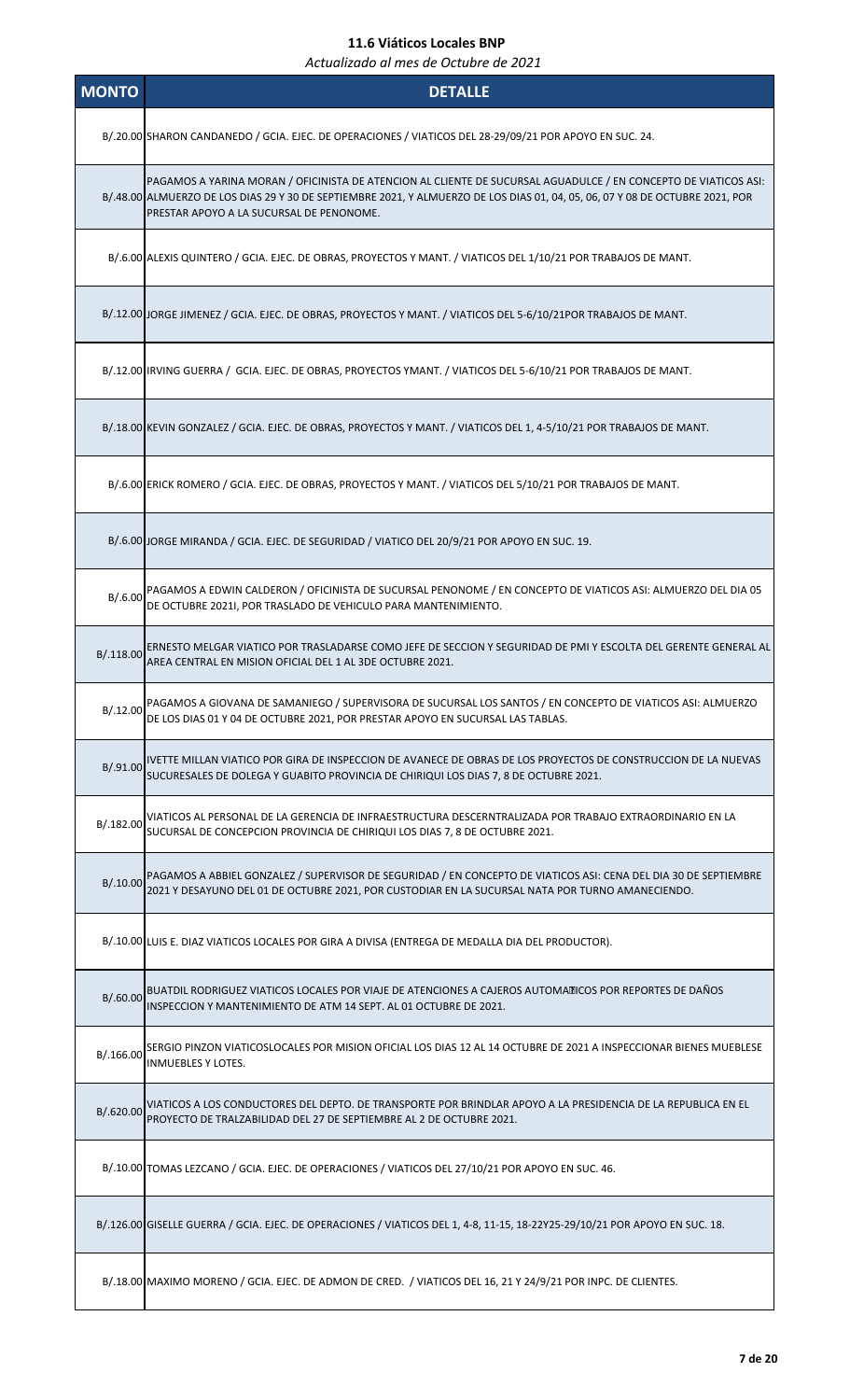# 11.6 Viáticos Locales BNP

*Actualizado al mes de Octubre de 2021*

| MONTO | DETALLE |
|---|---|
| B/.20.00 | SHARON CANDANEDO / GCIA. EJEC. DE OPERACIONES / VIATICOS DEL 28-29/09/21 POR APOYO EN SUC. 24. |
| B/.48.00 | PAGAMOS A YARINA MORAN / OFICINISTA DE ATENCION AL CLIENTE DE SUCURSAL AGUADULCE / EN CONCEPTO DE VIATICOS ASI: ALMUERZO DE LOS DIAS 29 Y 30 DE SEPTIEMBRE 2021, Y ALMUERZO DE LOS DIAS 01, 04, 05, 06, 07 Y 08 DE OCTUBRE 2021, POR PRESTAR APOYO A LA SUCURSAL DE PENONOME. |
| B/.6.00 | ALEXIS QUINTERO / GCIA. EJEC. DE OBRAS, PROYECTOS Y MANT. / VIATICOS DEL 1/10/21 POR TRABAJOS DE MANT. |
| B/.12.00 | JORGE JIMENEZ / GCIA. EJEC. DE OBRAS, PROYECTOS Y MANT. / VIATICOS DEL 5-6/10/21POR TRABAJOS DE MANT. |
| B/.12.00 | IRVING GUERRA / GCIA. EJEC. DE OBRAS, PROYECTOS YMANT. / VIATICOS DEL 5-6/10/21 POR TRABAJOS DE MANT. |
| B/.18.00 | KEVIN GONZALEZ / GCIA. EJEC. DE OBRAS, PROYECTOS Y MANT. / VIATICOS DEL 1, 4-5/10/21 POR TRABAJOS DE MANT. |
| B/.6.00 | ERICK ROMERO / GCIA. EJEC. DE OBRAS, PROYECTOS Y MANT. / VIATICOS DEL 5/10/21 POR TRABAJOS DE MANT. |
| B/.6.00 | JORGE MIRANDA / GCIA. EJEC. DE SEGURIDAD / VIATICO DEL 20/9/21 POR APOYO EN SUC. 19. |
| B/.6.00 | PAGAMOS A EDWIN CALDERON / OFICINISTA DE SUCURSAL PENONOME / EN CONCEPTO DE VIATICOS ASI: ALMUERZO DEL DIA 05 DE OCTUBRE 2021I, POR TRASLADO DE VEHICULO PARA MANTENIMIENTO. |
| B/.118.00 | ERNESTO MELGAR VIATICO POR TRASLADARSE COMO JEFE DE SECCION Y SEGURIDAD DE PMI Y ESCOLTA DEL GERENTE GENERAL AL AREA CENTRAL EN MISION OFICIAL DEL 1 AL 3DE OCTUBRE 2021. |
| B/.12.00 | PAGAMOS A GIOVANA DE SAMANIEGO / SUPERVISORA DE SUCURSAL LOS SANTOS / EN CONCEPTO DE VIATICOS ASI: ALMUERZO DE LOS DIAS 01 Y 04 DE OCTUBRE 2021, POR PRESTAR APOYO EN SUCURSAL LAS TABLAS. |
| B/.91.00 | IVETTE MILLAN VIATICO POR GIRA DE INSPECCION DE AVANECE DE OBRAS DE LOS PROYECTOS DE CONSTRUCCION DE LA NUEVAS SUCURESALES DE DOLEGA Y GUABITO PROVINCIA DE CHIRIQUI LOS DIAS 7, 8 DE OCTUBRE 2021. |
| B/.182.00 | VIATICOS AL PERSONAL DE LA GERENCIA DE INFRAESTRUCTURA DESCERNTRALIZADA POR TRABAJO EXTRAORDINARIO EN LA SUCURSAL DE CONCEPCION PROVINCIA DE CHIRIQUI LOS DIAS 7, 8 DE OCTUBRE 2021. |
| B/.10.00 | PAGAMOS A ABBIEL GONZALEZ / SUPERVISOR DE SEGURIDAD / EN CONCEPTO DE VIATICOS ASI: CENA DEL DIA 30 DE SEPTIEMBRE 2021 Y DESAYUNO DEL 01 DE OCTUBRE 2021, POR CUSTODIAR EN LA SUCURSAL NATA POR TURNO AMANECIENDO. |
| B/.10.00 | LUIS E. DIAZ VIATICOS LOCALES POR GIRA A DIVISA (ENTREGA DE MEDALLA DIA DEL PRODUCTOR). |
| B/.60.00 | BUATDIL RODRIGUEZ VIATICOS LOCALES POR VIAJE DE ATENCIONES A CAJEROS AUTOMATICOS POR REPORTES DE DAÑOS INSPECCION Y MANTENIMIENTO DE ATM 14 SEPT. AL 01 OCTUBRE DE 2021. |
| B/.166.00 | SERGIO PINZON VIATICOSLOCALES POR MISION OFICIAL LOS DIAS 12 AL 14 OCTUBRE DE 2021 A INSPECCIONAR BIENES MUEBLESE INMUEBLES Y LOTES. |
| B/.620.00 | VIATICOS A LOS CONDUCTORES DEL DEPTO. DE TRANSPORTE POR BRINDLAR APOYO A LA PRESIDENCIA DE LA REPUBLICA EN EL PROYECTO DE TRALZABILIDAD DEL 27 DE SEPTIEMBRE AL 2 DE OCTUBRE 2021. |
| B/.10.00 | TOMAS LEZCANO / GCIA. EJEC. DE OPERACIONES / VIATICOS DEL 27/10/21 POR APOYO EN SUC. 46. |
| B/.126.00 | GISELLE GUERRA / GCIA. EJEC. DE OPERACIONES / VIATICOS DEL 1, 4-8, 11-15, 18-22Y25-29/10/21 POR APOYO EN SUC. 18. |
| B/.18.00 | MAXIMO MORENO / GCIA. EJEC. DE ADMON DE CRED. / VIATICOS DEL 16, 21 Y 24/9/21 POR INPC. DE CLIENTES. |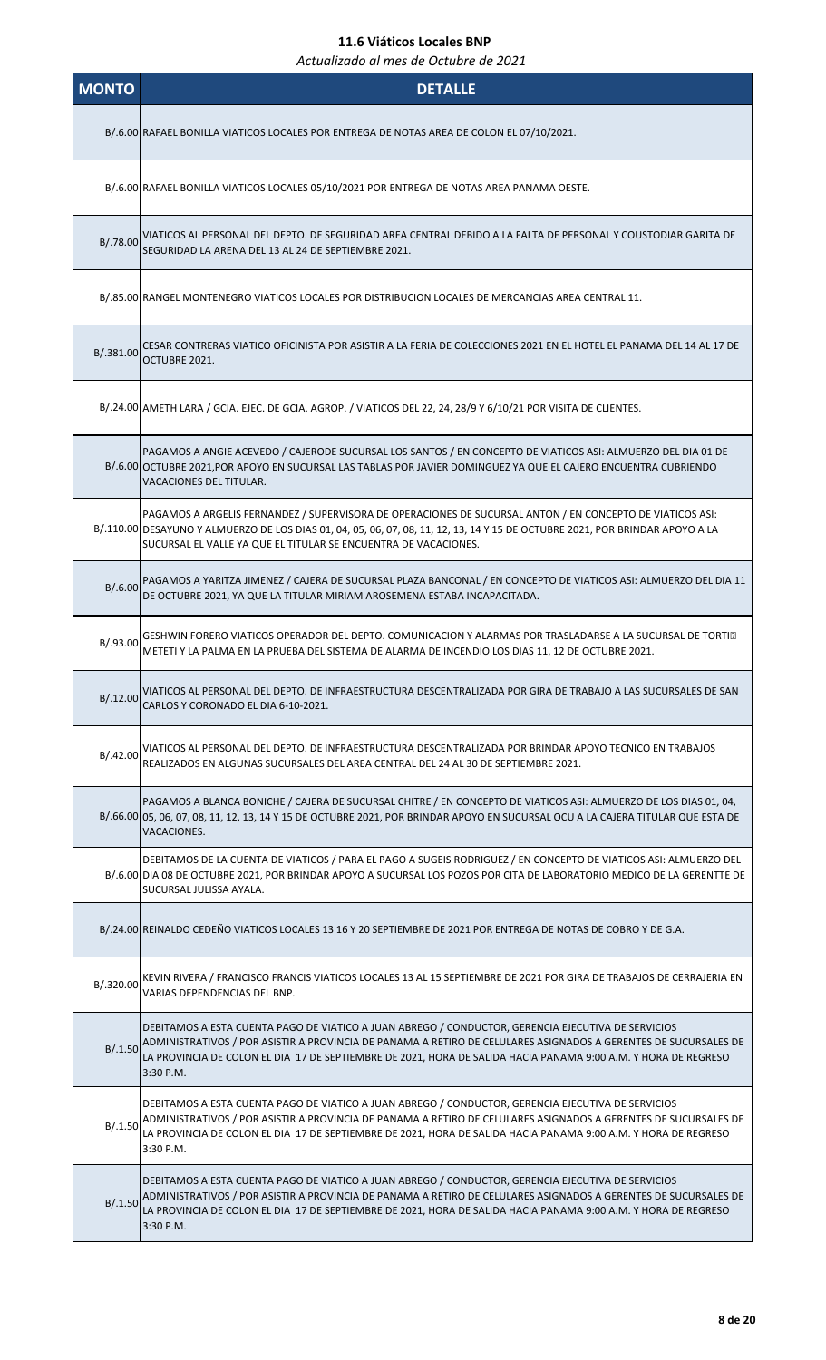## 11.6 Viáticos Locales BNP

*Actualizado al mes de Octubre de 2021*

| MONTO | DETALLE |
|---|---|
| B/.6.00 | RAFAEL BONILLA VIATICOS LOCALES POR ENTREGA DE NOTAS AREA DE COLON EL 07/10/2021. |
| B/.6.00 | RAFAEL BONILLA VIATICOS LOCALES 05/10/2021 POR ENTREGA DE NOTAS AREA PANAMA OESTE. |
| B/.78.00 | VIATICOS AL PERSONAL DEL DEPTO. DE SEGURIDAD AREA CENTRAL DEBIDO A LA FALTA DE PERSONAL Y COUSTODIAR GARITA DE SEGURIDAD LA ARENA DEL 13 AL 24 DE SEPTIEMBRE 2021. |
| B/.85.00 | RANGEL MONTENEGRO VIATICOS LOCALES POR DISTRIBUCION LOCALES DE MERCANCIAS AREA CENTRAL 11. |
| B/.381.00 | CESAR CONTRERAS VIATICO OFICINISTA POR ASISTIR A LA FERIA DE COLECCIONES 2021 EN EL HOTEL EL PANAMA DEL 14 AL 17 DE OCTUBRE 2021. |
| B/.24.00 | AMETH LARA / GCIA. EJEC. DE GCIA. AGROP. / VIATICOS DEL 22, 24, 28/9 Y 6/10/21 POR VISITA DE CLIENTES. |
| B/.6.00 | PAGAMOS A ANGIE ACEVEDO / CAJERODE SUCURSAL LOS SANTOS / EN CONCEPTO DE VIATICOS ASI: ALMUERZO DEL DIA 01 DE OCTUBRE 2021,POR APOYO EN SUCURSAL LAS TABLAS POR JAVIER DOMINGUEZ YA QUE EL CAJERO ENCUENTRA CUBRIENDO VACACIONES DEL TITULAR. |
| B/.110.00 | PAGAMOS A ARGELIS FERNANDEZ / SUPERVISORA DE OPERACIONES DE SUCURSAL ANTON / EN CONCEPTO DE VIATICOS ASI: DESAYUNO Y ALMUERZO DE LOS DIAS 01, 04, 05, 06, 07, 08, 11, 12, 13, 14 Y 15 DE OCTUBRE 2021, POR BRINDAR APOYO A LA SUCURSAL EL VALLE YA QUE EL TITULAR SE ENCUENTRA DE VACACIONES. |
| B/.6.00 | PAGAMOS A YARITZA JIMENEZ / CAJERA DE SUCURSAL PLAZA BANCONAL / EN CONCEPTO DE VIATICOS ASI: ALMUERZO DEL DIA 11 DE OCTUBRE 2021, YA QUE LA TITULAR MIRIAM AROSEMENA ESTABA INCAPACITADA. |
| B/.93.00 | GESHWIN FORERO VIATICOS OPERADOR DEL DEPTO. COMUNICACION Y ALARMAS POR TRASLADARSE A LA SUCURSAL DE TORTI METETI Y LA PALMA EN LA PRUEBA DEL SISTEMA DE ALARMA DE INCENDIO LOS DIAS 11, 12 DE OCTUBRE 2021. |
| B/.12.00 | VIATICOS AL PERSONAL DEL DEPTO. DE INFRAESTRUCTURA DESCENTRALIZADA POR GIRA DE TRABAJO A LAS SUCURSALES DE SAN CARLOS Y CORONADO EL DIA 6-10-2021. |
| B/.42.00 | VIATICOS AL PERSONAL DEL DEPTO. DE INFRAESTRUCTURA DESCENTRALIZADA POR BRINDAR APOYO TECNICO EN TRABAJOS REALIZADOS EN ALGUNAS SUCURSALES DEL AREA CENTRAL DEL 24 AL 30 DE SEPTIEMBRE 2021. |
| B/.66.00 | PAGAMOS A BLANCA BONICHE / CAJERA DE SUCURSAL CHITRE / EN CONCEPTO DE VIATICOS ASI: ALMUERZO DE LOS DIAS 01, 04, 05, 06, 07, 08, 11, 12, 13, 14 Y 15 DE OCTUBRE 2021, POR BRINDAR APOYO EN SUCURSAL OCU A LA CAJERA TITULAR QUE ESTA DE VACACIONES. |
| B/.6.00 | DEBITAMOS DE LA CUENTA DE VIATICOS / PARA EL PAGO A SUGEIS RODRIGUEZ / EN CONCEPTO DE VIATICOS ASI: ALMUERZO DEL DIA 08 DE OCTUBRE 2021, POR BRINDAR APOYO A SUCURSAL LOS POZOS POR CITA DE LABORATORIO MEDICO DE LA GERENTTE DE SUCURSAL JULISSA AYALA. |
| B/.24.00 | REINALDO CEDEÑO VIATICOS LOCALES 13 16 Y 20 SEPTIEMBRE DE 2021 POR ENTREGA DE NOTAS DE COBRO Y DE G.A. |
| B/.320.00 | KEVIN RIVERA / FRANCISCO FRANCIS VIATICOS LOCALES 13 AL 15 SEPTIEMBRE DE 2021 POR GIRA DE TRABAJOS DE CERRAJERIA EN VARIAS DEPENDENCIAS DEL BNP. |
| B/.1.50 | DEBITAMOS A ESTA CUENTA PAGO DE VIATICO A JUAN ABREGO / CONDUCTOR, GERENCIA EJECUTIVA DE SERVICIOS ADMINISTRATIVOS / POR ASISTIR A PROVINCIA DE PANAMA A RETIRO DE CELULARES ASIGNADOS A GERENTES DE SUCURSALES DE LA PROVINCIA DE COLON EL DIA 17 DE SEPTIEMBRE DE 2021, HORA DE SALIDA HACIA PANAMA 9:00 A.M. Y HORA DE REGRESO 3:30 P.M. |
| B/.1.50 | DEBITAMOS A ESTA CUENTA PAGO DE VIATICO A JUAN ABREGO / CONDUCTOR, GERENCIA EJECUTIVA DE SERVICIOS ADMINISTRATIVOS / POR ASISTIR A PROVINCIA DE PANAMA A RETIRO DE CELULARES ASIGNADOS A GERENTES DE SUCURSALES DE LA PROVINCIA DE COLON EL DIA 17 DE SEPTIEMBRE DE 2021, HORA DE SALIDA HACIA PANAMA 9:00 A.M. Y HORA DE REGRESO 3:30 P.M. |
| B/.1.50 | DEBITAMOS A ESTA CUENTA PAGO DE VIATICO A JUAN ABREGO / CONDUCTOR, GERENCIA EJECUTIVA DE SERVICIOS ADMINISTRATIVOS / POR ASISTIR A PROVINCIA DE PANAMA A RETIRO DE CELULARES ASIGNADOS A GERENTES DE SUCURSALES DE LA PROVINCIA DE COLON EL DIA 17 DE SEPTIEMBRE DE 2021, HORA DE SALIDA HACIA PANAMA 9:00 A.M. Y HORA DE REGRESO 3:30 P.M. |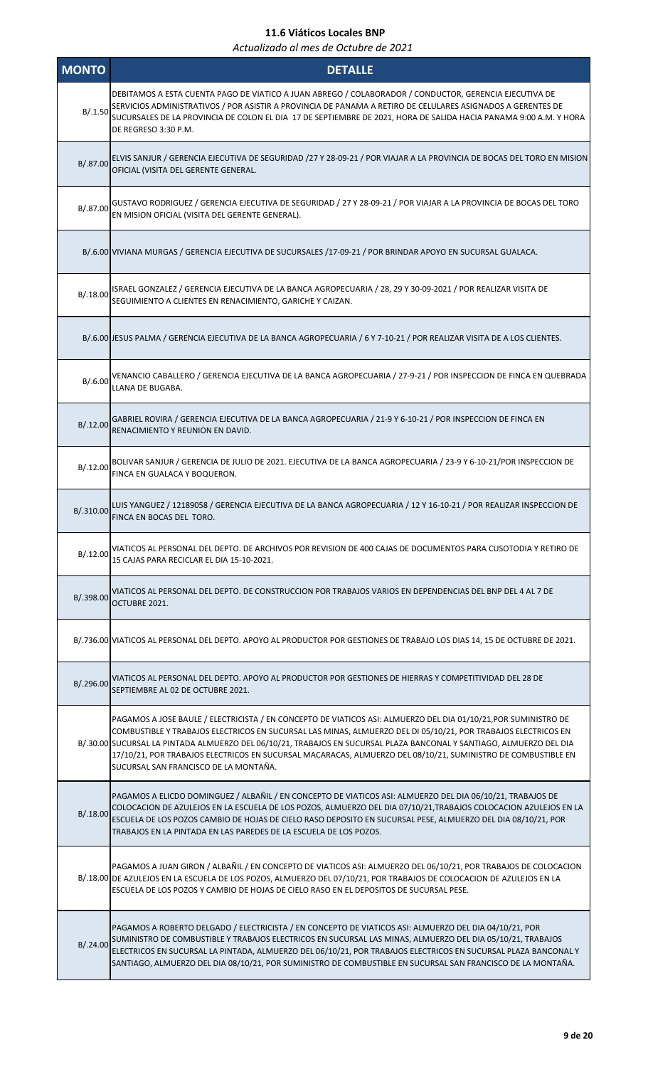# 11.6 Viáticos Locales BNP

*Actualizado al mes de Octubre de 2021*

| MONTO | DETALLE |
|---|---|
| B/.1.50 | DEBITAMOS A ESTA CUENTA PAGO DE VIATICO A JUAN ABREGO / COLABORADOR / CONDUCTOR, GERENCIA EJECUTIVA DE SERVICIOS ADMINISTRATIVOS / POR ASISTIR A PROVINCIA DE PANAMA A RETIRO DE CELULARES ASIGNADOS A GERENTES DE SUCURSALES DE LA PROVINCIA DE COLON EL DIA 17 DE SEPTIEMBRE DE 2021, HORA DE SALIDA HACIA PANAMA 9:00 A.M. Y HORA DE REGRESO 3:30 P.M. |
| B/.87.00 | ELVIS SANJUR / GERENCIA EJECUTIVA DE SEGURIDAD /27 Y 28-09-21 / POR VIAJAR A LA PROVINCIA DE BOCAS DEL TORO EN MISION OFICIAL (VISITA DEL GERENTE GENERAL. |
| B/.87.00 | GUSTAVO RODRIGUEZ / GERENCIA EJECUTIVA DE SEGURIDAD / 27 Y 28-09-21 / POR VIAJAR A LA PROVINCIA DE BOCAS DEL TORO EN MISION OFICIAL (VISITA DEL GERENTE GENERAL). |
| B/.6.00 | VIVIANA MURGAS / GERENCIA EJECUTIVA DE SUCURSALES /17-09-21 / POR BRINDAR APOYO EN SUCURSAL GUALACA. |
| B/.18.00 | ISRAEL GONZALEZ / GERENCIA EJECUTIVA DE LA BANCA AGROPECUARIA / 28, 29 Y 30-09-2021 / POR REALIZAR VISITA DE SEGUIMIENTO A CLIENTES EN RENACIMIENTO, GARICHE Y CAIZAN. |
| B/.6.00 | JESUS PALMA / GERENCIA EJECUTIVA DE LA BANCA AGROPECUARIA / 6 Y 7-10-21 / POR REALIZAR VISITA DE A LOS CLIENTES. |
| B/.6.00 | VENANCIO CABALLERO / GERENCIA EJECUTIVA DE LA BANCA AGROPECUARIA / 27-9-21 / POR INSPECCION DE FINCA EN QUEBRADA LLANA DE BUGABA. |
| B/.12.00 | GABRIEL ROVIRA / GERENCIA EJECUTIVA DE LA BANCA AGROPECUARIA / 21-9 Y 6-10-21 / POR INSPECCION DE FINCA EN RENACIMIENTO Y REUNION EN DAVID. |
| B/.12.00 | BOLIVAR SANJUR / GERENCIA DE JULIO DE 2021. EJECUTIVA DE LA BANCA AGROPECUARIA / 23-9 Y 6-10-21/POR INSPECCION DE FINCA EN GUALACA Y BOQUERON. |
| B/.310.00 | LUIS YANGUEZ / 12189058 / GERENCIA EJECUTIVA DE LA BANCA AGROPECUARIA / 12 Y 16-10-21 / POR REALIZAR INSPECCION DE FINCA EN BOCAS DEL TORO. |
| B/.12.00 | VIATICOS AL PERSONAL DEL DEPTO. DE ARCHIVOS POR REVISION DE 400 CAJAS DE DOCUMENTOS PARA CUSOTODIA Y RETIRO DE 15 CAJAS PARA RECICLAR EL DIA 15-10-2021. |
| B/.398.00 | VIATICOS AL PERSONAL DEL DEPTO. DE CONSTRUCCION POR TRABAJOS VARIOS EN DEPENDENCIAS DEL BNP DEL 4 AL 7 DE OCTUBRE 2021. |
| B/.736.00 | VIATICOS AL PERSONAL DEL DEPTO. APOYO AL PRODUCTOR POR GESTIONES DE TRABAJO LOS DIAS 14, 15 DE OCTUBRE DE 2021. |
| B/.296.00 | VIATICOS AL PERSONAL DEL DEPTO. APOYO AL PRODUCTOR POR GESTIONES DE HIERRAS Y COMPETITIVIDAD DEL 28 DE SEPTIEMBRE AL 02 DE OCTUBRE 2021. |
| B/.30.00 | PAGAMOS A JOSE BAULE / ELECTRICISTA / EN CONCEPTO DE VIATICOS ASI: ALMUERZO DEL DIA 01/10/21,POR SUMINISTRO DE COMBUSTIBLE Y TRABAJOS ELECTRICOS EN SUCURSAL LAS MINAS, ALMUERZO DEL DI 05/10/21, POR TRABAJOS ELECTRICOS EN SUCURSAL LA PINTADA ALMUERZO DEL 06/10/21, TRABAJOS EN SUCURSAL PLAZA BANCONAL Y SANTIAGO, ALMUERZO DEL DIA 17/10/21, POR TRABAJOS ELECTRICOS EN SUCURSAL MACARACAS, ALMUERZO DEL 08/10/21, SUMINISTRO DE COMBUSTIBLE EN SUCURSAL SAN FRANCISCO DE LA MONTAÑA. |
| B/.18.00 | PAGAMOS A ELICDO DOMINGUEZ / ALBAÑIL / EN CONCEPTO DE VIATICOS ASI: ALMUERZO DEL DIA 06/10/21, TRABAJOS DE COLOCACION DE AZULEJOS EN LA ESCUELA DE LOS POZOS, ALMUERZO DEL DIA 07/10/21,TRABAJOS COLOCACION AZULEJOS EN LA ESCUELA DE LOS POZOS CAMBIO DE HOJAS DE CIELO RASO DEPOSITO EN SUCURSAL PESE, ALMUERZO DEL DIA 08/10/21, POR TRABAJOS EN LA PINTADA EN LAS PAREDES DE LA ESCUELA DE LOS POZOS. |
| B/.18.00 | PAGAMOS A JUAN GIRON / ALBAÑIL / EN CONCEPTO DE VIATICOS ASI: ALMUERZO DEL 06/10/21, POR TRABAJOS DE COLOCACION DE AZULEJOS EN LA ESCUELA DE LOS POZOS, ALMUERZO DEL 07/10/21, POR TRABAJOS DE COLOCACION DE AZULEJOS EN LA ESCUELA DE LOS POZOS Y CAMBIO DE HOJAS DE CIELO RASO EN EL DEPOSITOS DE SUCURSAL PESE. |
| B/.24.00 | PAGAMOS A ROBERTO DELGADO / ELECTRICISTA / EN CONCEPTO DE VIATICOS ASI: ALMUERZO DEL DIA 04/10/21, POR SUMINISTRO DE COMBUSTIBLE Y TRABAJOS ELECTRICOS EN SUCURSAL LAS MINAS, ALMUERZO DEL DIA 05/10/21, TRABAJOS ELECTRICOS EN SUCURSAL LA PINTADA, ALMUERZO DEL 06/10/21, POR TRABAJOS ELECTRICOS EN SUCURSAL PLAZA BANCONAL Y SANTIAGO, ALMUERZO DEL DIA 08/10/21, POR SUMINISTRO DE COMBUSTIBLE EN SUCURSAL SAN FRANCISCO DE LA MONTAÑA. |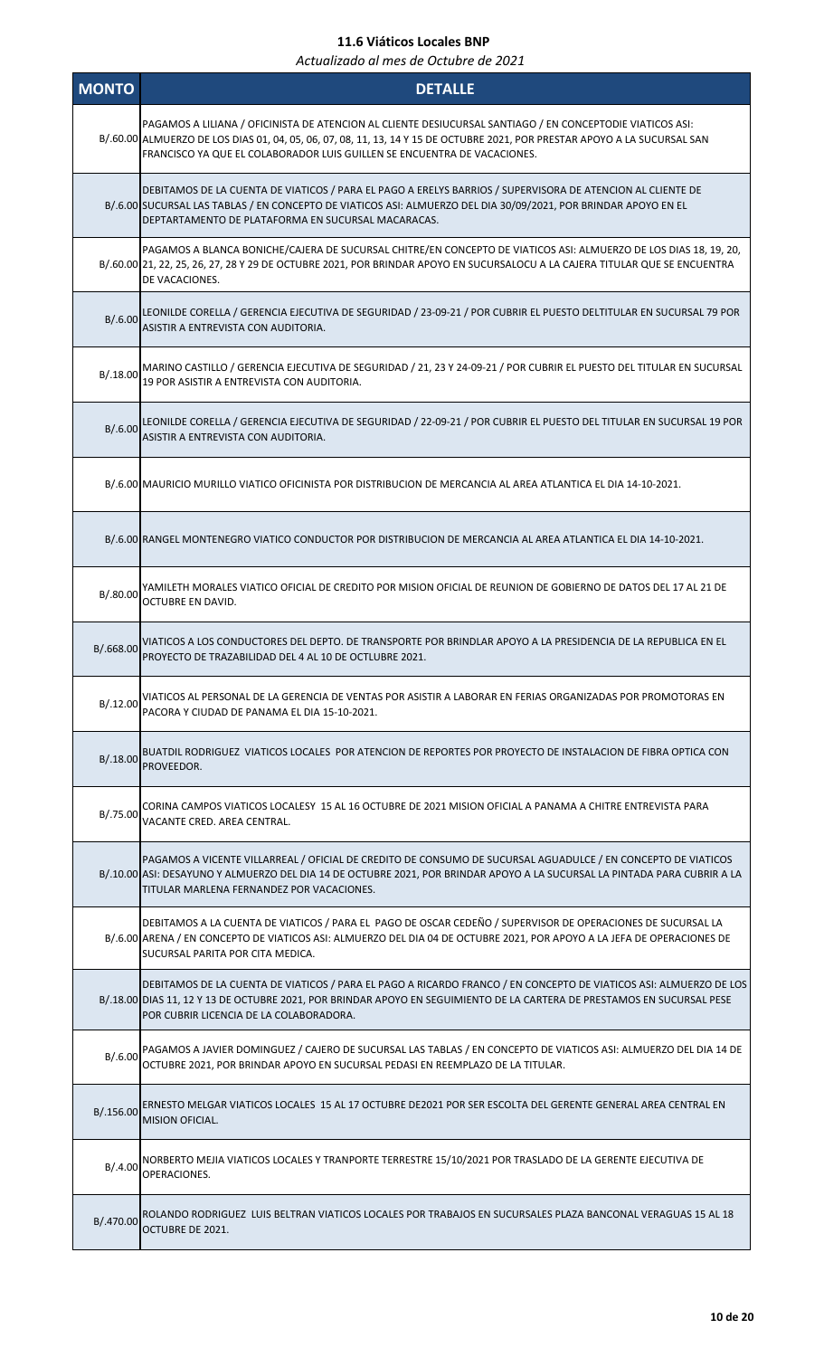# 11.6 Viáticos Locales BNP

*Actualizado al mes de Octubre de 2021*

| MONTO | DETALLE |
|---|---|
| B/.60.00 | PAGAMOS A LILIANA / OFICINISTA DE ATENCION AL CLIENTE DESIUCURSAL SANTIAGO / EN CONCEPTODIE VIATICOS ASI: ALMUERZO DE LOS DIAS 01, 04, 05, 06, 07, 08, 11, 13, 14 Y 15 DE OCTUBRE 2021, POR PRESTAR APOYO A LA SUCURSAL SAN FRANCISCO YA QUE EL COLABORADOR LUIS GUILLEN SE ENCUENTRA DE VACACIONES. |
| B/.6.00 | DEBITAMOS DE LA CUENTA DE VIATICOS / PARA EL PAGO A ERELYS BARRIOS / SUPERVISORA DE ATENCION AL CLIENTE DE SUCURSAL LAS TABLAS / EN CONCEPTO DE VIATICOS ASI: ALMUERZO DEL DIA 30/09/2021, POR BRINDAR APOYO EN EL DEPTARTAMENTO DE PLATAFORMA EN SUCURSAL MACARACAS. |
| B/.60.00 | PAGAMOS A BLANCA BONICHE/CAJERA DE SUCURSAL CHITRE/EN CONCEPTO DE VIATICOS ASI: ALMUERZO DE LOS DIAS 18, 19, 20, 21, 22, 25, 26, 27, 28 Y 29 DE OCTUBRE 2021, POR BRINDAR APOYO EN SUCURSALOCU A LA CAJERA TITULAR QUE SE ENCUENTRA DE VACACIONES. |
| B/.6.00 | LEONILDE CORELLA / GERENCIA EJECUTIVA DE SEGURIDAD / 23-09-21 / POR CUBRIR EL PUESTO DELTITULAR EN SUCURSAL 79 POR ASISTIR A ENTREVISTA CON AUDITORIA. |
| B/.18.00 | MARINO CASTILLO / GERENCIA EJECUTIVA DE SEGURIDAD / 21, 23 Y 24-09-21 / POR CUBRIR EL PUESTO DEL TITULAR EN SUCURSAL 19 POR ASISTIR A ENTREVISTA CON AUDITORIA. |
| B/.6.00 | LEONILDE CORELLA / GERENCIA EJECUTIVA DE SEGURIDAD / 22-09-21 / POR CUBRIR EL PUESTO DEL TITULAR EN SUCURSAL 19 POR ASISTIR A ENTREVISTA CON AUDITORIA. |
| B/.6.00 | MAURICIO MURILLO VIATICO OFICINISTA POR DISTRIBUCION DE MERCANCIA AL AREA ATLANTICA EL DIA 14-10-2021. |
| B/.6.00 | RANGEL MONTENEGRO VIATICO CONDUCTOR POR DISTRIBUCION DE MERCANCIA AL AREA ATLANTICA EL DIA 14-10-2021. |
| B/.80.00 | YAMILETH MORALES VIATICO OFICIAL DE CREDITO POR MISION OFICIAL DE REUNION DE GOBIERNO DE DATOS DEL 17 AL 21 DE OCTUBRE EN DAVID. |
| B/.668.00 | VIATICOS A LOS CONDUCTORES DEL DEPTO. DE TRANSPORTE POR BRINDLAR APOYO A LA PRESIDENCIA DE LA REPUBLICA EN EL PROYECTO DE TRAZABILIDAD DEL 4 AL 10 DE OCTLUBRE 2021. |
| B/.12.00 | VIATICOS AL PERSONAL DE LA GERENCIA DE VENTAS POR ASISTIR A LABORAR EN FERIAS ORGANIZADAS POR PROMOTORAS EN PACORA Y CIUDAD DE PANAMA EL DIA 15-10-2021. |
| B/.18.00 | BUATDIL RODRIGUEZ VIATICOS LOCALES POR ATENCION DE REPORTES POR PROYECTO DE INSTALACION DE FIBRA OPTICA CON PROVEEDOR. |
| B/.75.00 | CORINA CAMPOS VIATICOS LOCALESY 15 AL 16 OCTUBRE DE 2021 MISION OFICIAL A PANAMA A CHITRE ENTREVISTA PARA VACANTE CRED. AREA CENTRAL. |
| B/.10.00 | PAGAMOS A VICENTE VILLARREAL / OFICIAL DE CREDITO DE CONSUMO DE SUCURSAL AGUADULCE / EN CONCEPTO DE VIATICOS ASI: DESAYUNO Y ALMUERZO DEL DIA 14 DE OCTUBRE 2021, POR BRINDAR APOYO A LA SUCURSAL LA PINTADA PARA CUBRIR A LA TITULAR MARLENA FERNANDEZ POR VACACIONES. |
| B/.6.00 | DEBITAMOS A LA CUENTA DE VIATICOS / PARA EL PAGO DE OSCAR CEDEÑO / SUPERVISOR DE OPERACIONES DE SUCURSAL LA ARENA / EN CONCEPTO DE VIATICOS ASI: ALMUERZO DEL DIA 04 DE OCTUBRE 2021, POR APOYO A LA JEFA DE OPERACIONES DE SUCURSAL PARITA POR CITA MEDICA. |
| B/.18.00 | DEBITAMOS DE LA CUENTA DE VIATICOS / PARA EL PAGO A RICARDO FRANCO / EN CONCEPTO DE VIATICOS ASI: ALMUERZO DE LOS DIAS 11, 12 Y 13 DE OCTUBRE 2021, POR BRINDAR APOYO EN SEGUIMIENTO DE LA CARTERA DE PRESTAMOS EN SUCURSAL PESE POR CUBRIR LICENCIA DE LA COLABORADORA. |
| B/.6.00 | PAGAMOS A JAVIER DOMINGUEZ / CAJERO DE SUCURSAL LAS TABLAS / EN CONCEPTO DE VIATICOS ASI: ALMUERZO DEL DIA 14 DE OCTUBRE 2021, POR BRINDAR APOYO EN SUCURSAL PEDASI EN REEMPLAZO DE LA TITULAR. |
| B/.156.00 | ERNESTO MELGAR VIATICOS LOCALES 15 AL 17 OCTUBRE DE2021 POR SER ESCOLTA DEL GERENTE GENERAL AREA CENTRAL EN MISION OFICIAL. |
| B/.4.00 | NORBERTO MEJIA VIATICOS LOCALES Y TRANPORTE TERRESTRE 15/10/2021 POR TRASLADO DE LA GERENTE EJECUTIVA DE OPERACIONES. |
| B/.470.00 | ROLANDO RODRIGUEZ LUIS BELTRAN VIATICOS LOCALES POR TRABAJOS EN SUCURSALES PLAZA BANCONAL VERAGUAS 15 AL 18 OCTUBRE DE 2021. |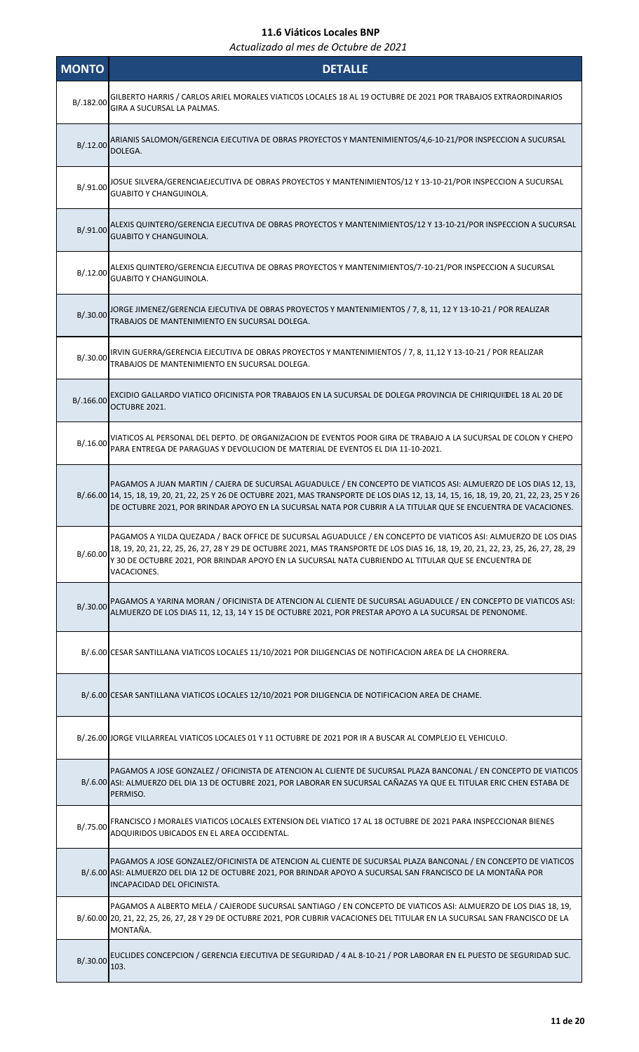# 11.6 Viáticos Locales BNP

*Actualizado al mes de Octubre de 2021*

| MONTO | DETALLE |
|---|---|
| B/.182.00 | GILBERTO HARRIS / CARLOS ARIEL MORALES VIATICOS LOCALES 18 AL 19 OCTUBRE DE 2021 POR TRABAJOS EXTRAORDINARIOS GIRA A SUCURSAL LA PALMAS. |
| B/.12.00 | ARIANIS SALOMON/GERENCIA EJECUTIVA DE OBRAS PROYECTOS Y MANTENIMIENTOS/4,6-10-21/POR INSPECCION A SUCURSAL DOLEGA. |
| B/.91.00 | JOSUE SILVERA/GERENCIAEJECUTIVA DE OBRAS PROYECTOS Y MANTENIMIENTOS/12 Y 13-10-21/POR INSPECCION A SUCURSAL GUABITO Y CHANGUINOLA. |
| B/.91.00 | ALEXIS QUINTERO/GERENCIA EJECUTIVA DE OBRAS PROYECTOS Y MANTENIMIENTOS/12 Y 13-10-21/POR INSPECCION A SUCURSAL GUABITO Y CHANGUINOLA. |
| B/.12.00 | ALEXIS QUINTERO/GERENCIA EJECUTIVA DE OBRAS PROYECTOS Y MANTENIMIENTOS/7-10-21/POR INSPECCION A SUCURSAL GUABITO Y CHANGUINOLA. |
| B/.30.00 | JORGE JIMENEZ/GERENCIA EJECUTIVA DE OBRAS PROYECTOS Y MANTENIMIENTOS / 7, 8, 11, 12 Y 13-10-21 / POR REALIZAR TRABAJOS DE MANTENIMIENTO EN SUCURSAL DOLEGA. |
| B/.30.00 | IRVIN GUERRA/GERENCIA EJECUTIVA DE OBRAS PROYECTOS Y MANTENIMIENTOS / 7, 8, 11,12 Y 13-10-21 / POR REALIZAR TRABAJOS DE MANTENIMIENTO EN SUCURSAL DOLEGA. |
| B/.166.00 | EXCIDIO GALLARDO VIATICO OFICINISTA POR TRABAJOS EN LA SUCURSAL DE DOLEGA PROVINCIA DE CHIRIQUI DEL 18 AL 20 DE OCTUBRE 2021. |
| B/.16.00 | VIATICOS AL PERSONAL DEL DEPTO. DE ORGANIZACION DE EVENTOS POOR GIRA DE TRABAJO A LA SUCURSAL DE COLON Y CHEPO PARA ENTREGA DE PARAGUAS Y DEVOLUCION DE MATERIAL DE EVENTOS EL DIA 11-10-2021. |
| B/.66.00 | PAGAMOS A JUAN MARTIN / CAJERA DE SUCURSAL AGUADULCE / EN CONCEPTO DE VIATICOS ASI: ALMUERZO DE LOS DIAS 12, 13, 14, 15, 18, 19, 20, 21, 22, 25 Y 26 DE OCTUBRE 2021, MAS TRANSPORTE DE LOS DIAS 12, 13, 14, 15, 16, 18, 19, 20, 21, 22, 23, 25 Y 26 DE OCTUBRE 2021, POR BRINDAR APOYO EN LA SUCURSAL NATA POR CUBRIR A LA TITULAR QUE SE ENCUENTRA DE VACACIONES. |
| B/.60.00 | PAGAMOS A YILDA QUEZADA / BACK OFFICE DE SUCURSAL AGUADULCE / EN CONCEPTO DE VIATICOS ASI: ALMUERZO DE LOS DIAS 18, 19, 20, 21, 22, 25, 26, 27, 28 Y 29 DE OCTUBRE 2021, MAS TRANSPORTE DE LOS DIAS 16, 18, 19, 20, 21, 22, 23, 25, 26, 27, 28, 29 Y 30 DE OCTUBRE 2021, POR BRINDAR APOYO EN LA SUCURSAL NATA CUBRIENDO AL TITULAR QUE SE ENCUENTRA DE VACACIONES. |
| B/.30.00 | PAGAMOS A YARINA MORAN / OFICINISTA DE ATENCION AL CLIENTE DE SUCURSAL AGUADULCE / EN CONCEPTO DE VIATICOS ASI: ALMUERZO DE LOS DIAS 11, 12, 13, 14 Y 15 DE OCTUBRE 2021, POR PRESTAR APOYO A LA SUCURSAL DE PENONOME. |
| B/.6.00 | CESAR SANTILLANA VIATICOS LOCALES 11/10/2021 POR DILIGENCIAS DE NOTIFICACION AREA DE LA CHORRERA. |
| B/.6.00 | CESAR SANTILLANA VIATICOS LOCALES 12/10/2021 POR DILIGENCIA DE NOTIFICACION AREA DE CHAME. |
| B/.26.00 | JORGE VILLARREAL VIATICOS LOCALES 01 Y 11 OCTUBRE DE 2021 POR IR A BUSCAR AL COMPLEJO EL VEHICULO. |
| B/.6.00 | PAGAMOS A JOSE GONZALEZ / OFICINISTA DE ATENCION AL CLIENTE DE SUCURSAL PLAZA BANCONAL / EN CONCEPTO DE VIATICOS ASI: ALMUERZO DEL DIA 13 DE OCTUBRE 2021, POR LABORAR EN SUCURSAL CAÑAZAS YA QUE EL TITULAR ERIC CHEN ESTABA DE PERMISO. |
| B/.75.00 | FRANCISCO J MORALES VIATICOS LOCALES EXTENSION DEL VIATICO 17 AL 18 OCTUBRE DE 2021 PARA INSPECCIONAR BIENES ADQUIRIDOS UBICADOS EN EL AREA OCCIDENTAL. |
| B/.6.00 | PAGAMOS A JOSE GONZALEZ/OFICINISTA DE ATENCION AL CLIENTE DE SUCURSAL PLAZA BANCONAL / EN CONCEPTO DE VIATICOS ASI: ALMUERZO DEL DIA 12 DE OCTUBRE 2021, POR BRINDAR APOYO A SUCURSAL SAN FRANCISCO DE LA MONTAÑA POR INCAPACIDAD DEL OFICINISTA. |
| B/.60.00 | PAGAMOS A ALBERTO MELA / CAJERODE SUCURSAL SANTIAGO / EN CONCEPTO DE VIATICOS ASI: ALMUERZO DE LOS DIAS 18, 19, 20, 21, 22, 25, 26, 27, 28 Y 29 DE OCTUBRE 2021, POR CUBRIR VACACIONES DEL TITULAR EN LA SUCURSAL SAN FRANCISCO DE LA MONTAÑA. |
| B/.30.00 | EUCLIDES CONCEPCION / GERENCIA EJECUTIVA DE SEGURIDAD / 4 AL 8-10-21 / POR LABORAR EN EL PUESTO DE SEGURIDAD SUC. 103. |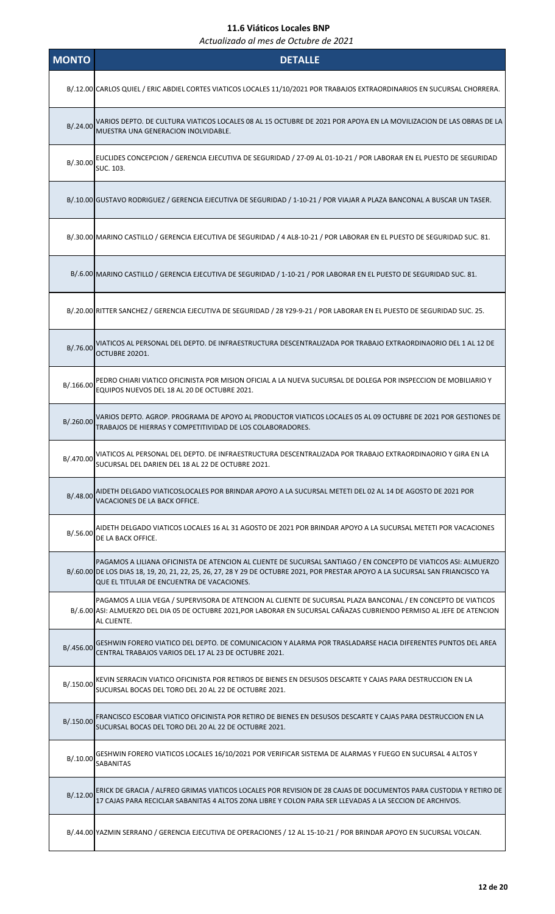# 11.6 Viáticos Locales BNP

*Actualizado al mes de Octubre de 2021*

| MONTO | DETALLE |
|---|---|
| B/.12.00 | CARLOS QUIEL / ERIC ABDIEL CORTES VIATICOS LOCALES 11/10/2021 POR TRABAJOS EXTRAORDINARIOS EN SUCURSAL CHORRERA. |
| B/.24.00 | VARIOS DEPTO. DE CULTURA VIATICOS LOCALES 08 AL 15 OCTUBRE DE 2021 POR APOYA EN LA MOVILIZACION DE LAS OBRAS DE LA MUESTRA UNA GENERACION INOLVIDABLE. |
| B/.30.00 | EUCLIDES CONCEPCION / GERENCIA EJECUTIVA DE SEGURIDAD / 27-09 AL 01-10-21 / POR LABORAR EN EL PUESTO DE SEGURIDAD SUC. 103. |
| B/.10.00 | GUSTAVO RODRIGUEZ / GERENCIA EJECUTIVA DE SEGURIDAD / 1-10-21 / POR VIAJAR A PLAZA BANCONAL A BUSCAR UN TASER. |
| B/.30.00 | MARINO CASTILLO / GERENCIA EJECUTIVA DE SEGURIDAD / 4 AL8-10-21 / POR LABORAR EN EL PUESTO DE SEGURIDAD SUC. 81. |
| B/.6.00 | MARINO CASTILLO / GERENCIA EJECUTIVA DE SEGURIDAD / 1-10-21 / POR LABORAR EN EL PUESTO DE SEGURIDAD SUC. 81. |
| B/.20.00 | RITTER SANCHEZ / GERENCIA EJECUTIVA DE SEGURIDAD / 28 Y29-9-21 / POR LABORAR EN EL PUESTO DE SEGURIDAD SUC. 25. |
| B/.76.00 | VIATICOS AL PERSONAL DEL DEPTO. DE INFRAESTRUCTURA DESCENTRALIZADA POR TRABAJO EXTRAORDINAORIO DEL 1 AL 12 DE OCTUBRE 202O1. |
| B/.166.00 | PEDRO CHIARI VIATICO OFICINISTA POR MISION OFICIAL A LA NUEVA SUCURSAL DE DOLEGA POR INSPECCION DE MOBILIARIO Y EQUIPOS NUEVOS DEL 18 AL 20 DE OCTUBRE 2021. |
| B/.260.00 | VARIOS DEPTO. AGROP. PROGRAMA DE APOYO AL PRODUCTOR VIATICOS LOCALES 05 AL 09 OCTUBRE DE 2021 POR GESTIONES DE TRABAJOS DE HIERRAS Y COMPETITIVIDAD DE LOS COLABORADORES. |
| B/.470.00 | VIATICOS AL PERSONAL DEL DEPTO. DE INFRAESTRUCTURA DESCENTRALIZADA POR TRABAJO EXTRAORDINAORIO Y GIRA EN LA SUCURSAL DEL DARIEN DEL 18 AL 22 DE OCTUBRE 2O21. |
| B/.48.00 | AIDETH DELGADO VIATICOSLOCALES POR BRINDAR APOYO A LA SUCURSAL METETI DEL 02 AL 14 DE AGOSTO DE 2021 POR VACACIONES DE LA BACK OFFICE. |
| B/.56.00 | AIDETH DELGADO VIATICOS LOCALES 16 AL 31 AGOSTO DE 2021 POR BRINDAR APOYO A LA SUCURSAL METETI POR VACACIONES DE LA BACK OFFICE. |
| B/.60.00 | PAGAMOS A LILIANA OFICINISTA DE ATENCION AL CLIENTE DE SUCURSAL SANTIAGO / EN CONCEPTO DE VIATICOS ASI: ALMUERZO DE LOS DIAS 18, 19, 20, 21, 22, 25, 26, 27, 28 Y 29 DE OCTUBRE 2021, POR PRESTAR APOYO A LA SUCURSAL SAN FRIANCISCO YA QUE EL TITULAR DE ENCUENTRA DE VACACIONES. |
| B/.6.00 | PAGAMOS A LILIA VEGA / SUPERVISORA DE ATENCION AL CLIENTE DE SUCURSAL PLAZA BANCONAL / EN CONCEPTO DE VIATICOS ASI: ALMUERZO DEL DIA 05 DE OCTUBRE 2021,POR LABORAR EN SUCURSAL CAÑAZAS CUBRIENDO PERMISO AL JEFE DE ATENCION AL CLIENTE. |
| B/.456.00 | GESHWIN FORERO VIATICO DEL DEPTO. DE COMUNICACION Y ALARMA POR TRASLADARSE HACIA DIFERENTES PUNTOS DEL AREA CENTRAL TRABAJOS VARIOS DEL 17 AL 23 DE OCTUBRE 2021. |
| B/.150.00 | KEVIN SERRACIN VIATICO OFICINISTA POR RETIROS DE BIENES EN DESUSOS DESCARTE Y CAJAS PARA DESTRUCCION EN LA SUCURSAL BOCAS DEL TORO DEL 20 AL 22 DE OCTUBRE 2021. |
| B/.150.00 | FRANCISCO ESCOBAR VIATICO OFICINISTA POR RETIRO DE BIENES EN DESUSOS DESCARTE Y CAJAS PARA DESTRUCCION EN LA SUCURSAL BOCAS DEL TORO DEL 20 AL 22 DE OCTUBRE 2021. |
| B/.10.00 | GESHWIN FORERO VIATICOS LOCALES 16/10/2021 POR VERIFICAR SISTEMA DE ALARMAS Y FUEGO EN SUCURSAL 4 ALTOS Y SABANITAS |
| B/.12.00 | ERICK DE GRACIA / ALFREO GRIMAS VIATICOS LOCALES POR REVISION DE 28 CAJAS DE DOCUMENTOS PARA CUSTODIA Y RETIRO DE 17 CAJAS PARA RECICLAR SABANITAS 4 ALTOS ZONA LIBRE Y COLON PARA SER LLEVADAS A LA SECCION DE ARCHIVOS. |
| B/.44.00 | YAZMIN SERRANO / GERENCIA EJECUTIVA DE OPERACIONES / 12 AL 15-10-21 / POR BRINDAR APOYO EN SUCURSAL VOLCAN. |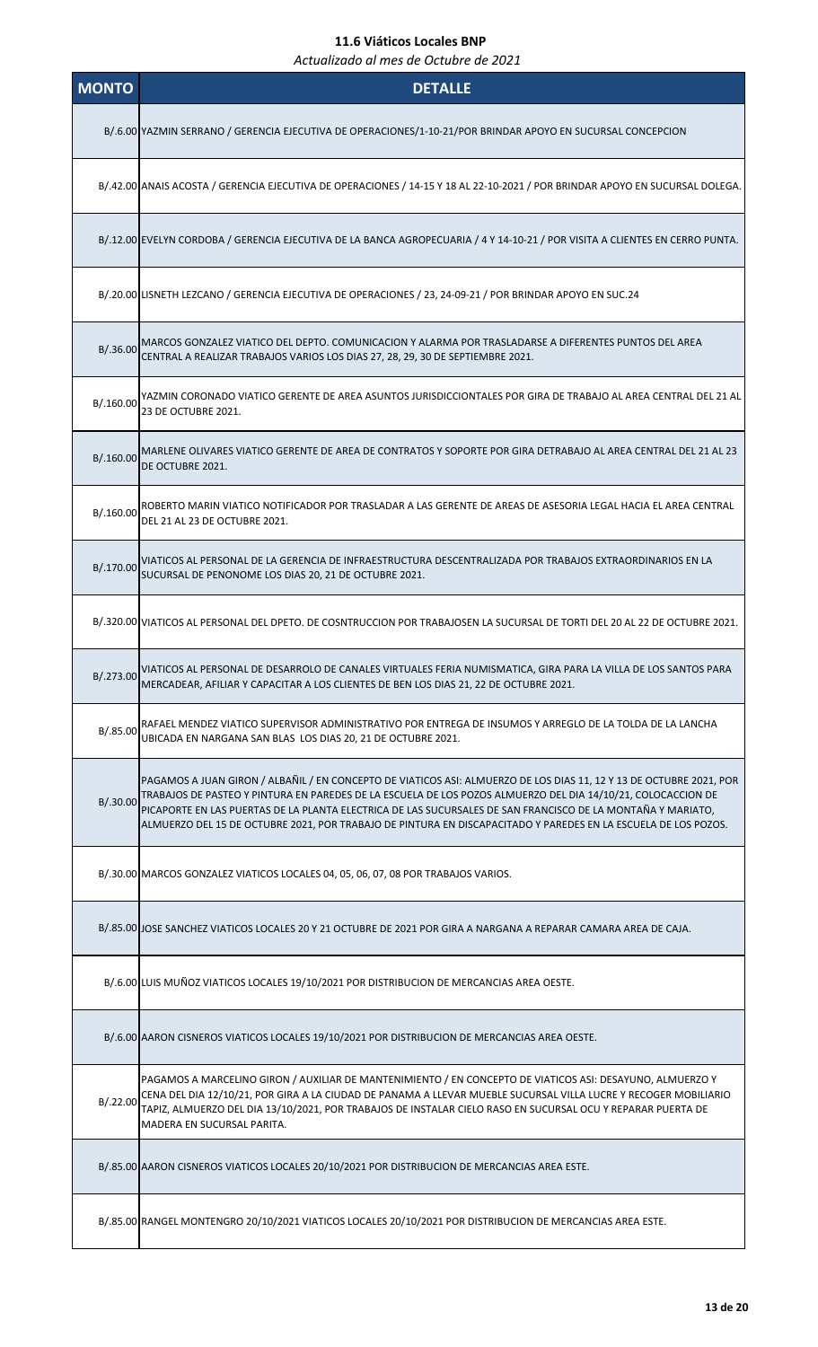## 11.6 Viáticos Locales BNP

*Actualizado al mes de Octubre de 2021*

| MONTO | DETALLE |
|---|---|
| B/.6.00 | YAZMIN SERRANO / GERENCIA EJECUTIVA DE OPERACIONES/1-10-21/POR BRINDAR APOYO EN SUCURSAL CONCEPCION |
| B/.42.00 | ANAIS ACOSTA / GERENCIA EJECUTIVA DE OPERACIONES / 14-15 Y 18 AL 22-10-2021 / POR BRINDAR APOYO EN SUCURSAL DOLEGA. |
| B/.12.00 | EVELYN CORDOBA / GERENCIA EJECUTIVA DE LA BANCA AGROPECUARIA / 4 Y 14-10-21 / POR VISITA A CLIENTES EN CERRO PUNTA. |
| B/.20.00 | LISNETH LEZCANO / GERENCIA EJECUTIVA DE OPERACIONES / 23, 24-09-21 / POR BRINDAR APOYO EN SUC.24 |
| B/.36.00 | MARCOS GONZALEZ VIATICO DEL DEPTO. COMUNICACION Y ALARMA POR TRASLADARSE A DIFERENTES PUNTOS DEL AREA CENTRAL A REALIZAR TRABAJOS VARIOS LOS DIAS 27, 28, 29, 30 DE SEPTIEMBRE 2021. |
| B/.160.00 | YAZMIN CORONADO VIATICO GERENTE DE AREA ASUNTOS JURISDICCIONTALES POR GIRA DE TRABAJO AL AREA CENTRAL DEL 21 AL 23 DE OCTUBRE 2021. |
| B/.160.00 | MARLENE OLIVARES VIATICO GERENTE DE AREA DE CONTRATOS Y SOPORTE POR GIRA DETRABAJO AL AREA CENTRAL DEL 21 AL 23 DE OCTUBRE 2021. |
| B/.160.00 | ROBERTO MARIN VIATICO NOTIFICADOR POR TRASLADAR A LAS GERENTE DE AREAS DE ASESORIA LEGAL HACIA EL AREA CENTRAL DEL 21 AL 23 DE OCTUBRE 2021. |
| B/.170.00 | VIATICOS AL PERSONAL DE LA GERENCIA DE INFRAESTRUCTURA DESCENTRALIZADA POR TRABAJOS EXTRAORDINARIOS EN LA SUCURSAL DE PENONOME LOS DIAS 20, 21 DE OCTUBRE 2021. |
| B/.320.00 | VIATICOS AL PERSONAL DEL DPETO. DE COSNTRUCCION POR TRABAJOSEN LA SUCURSAL DE TORTI DEL 20 AL 22 DE OCTUBRE 2021. |
| B/.273.00 | VIATICOS AL PERSONAL DE DESARROLO DE CANALES VIRTUALES FERIA NUMISMATICA, GIRA PARA LA VILLA DE LOS SANTOS PARA MERCADEAR, AFILIAR Y CAPACITAR A LOS CLIENTES DE BEN LOS DIAS 21, 22 DE OCTUBRE 2021. |
| B/.85.00 | RAFAEL MENDEZ VIATICO SUPERVISOR ADMINISTRATIVO POR ENTREGA DE INSUMOS Y ARREGLO DE LA TOLDA DE LA LANCHA UBICADA EN NARGANA SAN BLAS LOS DIAS 20, 21 DE OCTUBRE 2021. |
| B/.30.00 | PAGAMOS A JUAN GIRON / ALBAÑIL / EN CONCEPTO DE VIATICOS ASI: ALMUERZO DE LOS DIAS 11, 12 Y 13 DE OCTUBRE 2021, POR TRABAJOS DE PASTEO Y PINTURA EN PAREDES DE LA ESCUELA DE LOS POZOS ALMUERZO DEL DIA 14/10/21, COLOCACCION DE PICAPORTE EN LAS PUERTAS DE LA PLANTA ELECTRICA DE LAS SUCURSALES DE SAN FRANCISCO DE LA MONTAÑA Y MARIATO, ALMUERZO DEL 15 DE OCTUBRE 2021, POR TRABAJO DE PINTURA EN DISCAPACITADO Y PAREDES EN LA ESCUELA DE LOS POZOS. |
| B/.30.00 | MARCOS GONZALEZ VIATICOS LOCALES 04, 05, 06, 07, 08 POR TRABAJOS VARIOS. |
| B/.85.00 | JOSE SANCHEZ VIATICOS LOCALES 20 Y 21 OCTUBRE DE 2021 POR GIRA A NARGANA A REPARAR CAMARA AREA DE CAJA. |
| B/.6.00 | LUIS MUÑOZ VIATICOS LOCALES 19/10/2021 POR DISTRIBUCION DE MERCANCIAS AREA OESTE. |
| B/.6.00 | AARON CISNEROS VIATICOS LOCALES 19/10/2021 POR DISTRIBUCION DE MERCANCIAS AREA OESTE. |
| B/.22.00 | PAGAMOS A MARCELINO GIRON / AUXILIAR DE MANTENIMIENTO / EN CONCEPTO DE VIATICOS ASI: DESAYUNO, ALMUERZO Y CENA DEL DIA 12/10/21, POR GIRA A LA CIUDAD DE PANAMA A LLEVAR MUEBLE SUCURSAL VILLA LUCRE Y RECOGER MOBILIARIO TAPIZ, ALMUERZO DEL DIA 13/10/2021, POR TRABAJOS DE INSTALAR CIELO RASO EN SUCURSAL OCU Y REPARAR PUERTA DE MADERA EN SUCURSAL PARITA. |
| B/.85.00 | AARON CISNEROS VIATICOS LOCALES 20/10/2021 POR DISTRIBUCION DE MERCANCIAS AREA ESTE. |
| B/.85.00 | RANGEL MONTENGRO 20/10/2021 VIATICOS LOCALES 20/10/2021 POR DISTRIBUCION DE MERCANCIAS AREA ESTE. |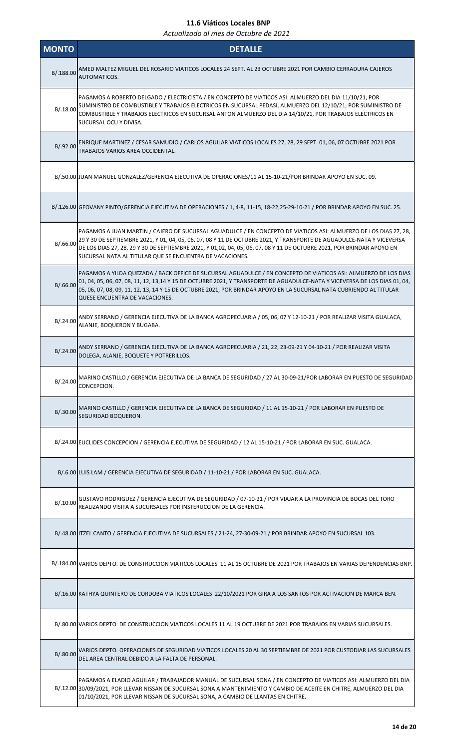# 11.6 Viáticos Locales BNP

*Actualizado al mes de Octubre de 2021*

| MONTO | DETALLE |
|---|---|
| B/.188.00 | AMED MALTEZ MIGUEL DEL ROSARIO VIATICOS LOCALES 24 SEPT. AL 23 OCTUBRE 2021 POR CAMBIO CERRADURA CAJEROS AUTOMATICOS. |
| B/.18.00 | PAGAMOS A ROBERTO DELGADO / ELECTRICISTA / EN CONCEPTO DE VIATICOS ASI: ALMUERZO DEL DIA 11/10/21, POR SUMINISTRO DE COMBUSTIBLE Y TRABAJOS ELECTRICOS EN SUCURSAL PEDASI, ALMUERZO DEL 12/10/21, POR SUMINISTRO DE COMBUSTIBLE Y TRABAJOS ELECTRICOS EN SUCURSAL ANTON ALMUERZO DEL DIA 14/10/21, POR TRABAJOS ELECTRICOS EN SUCURSAL OCU Y DIVISA. |
| B/.92.00 | ENRIQUE MARTINEZ / CESAR SAMUDIO / CARLOS AGUILAR VIATICOS LOCALES 27, 28, 29 SEPT. 01, 06, 07 OCTUBRE 2021 POR TRABAJOS VARIOS AREA OCCIDENTAL. |
| B/.50.00 | JUAN MANUEL GONZALEZ/GERENCIA EJECUTIVA DE OPERACIONES/11 AL 15-10-21/POR BRINDAR APOYO EN SUC. 09. |
| B/.126.00 | GEOVANY PINTO/GERENCIA EJECUTIVA DE OPERACIONES / 1, 4-8, 11-15, 18-22,25-29-10-21 / POR BRINDAR APOYO EN SUC. 25. |
| B/.66.00 | PAGAMOS A JUAN MARTIN / CAJERO DE SUCURSAL AGUADULCE / EN CONCEPTO DE VIATICOS ASI: ALMUERZO DE LOS DIAS 27, 28, 29 Y 30 DE SEPTIEMBRE 2021, Y 01, 04, 05, 06, 07, 08 Y 11 DE OCTUBRE 2021, Y TRANSPORTE DE AGUADULCE-NATA Y VICEVERSA DE LOS DIAS 27, 28, 29 Y 30 DE SEPTIEMBRE 2021, Y 01,02, 04, 05, 06, 07, 08 Y 11 DE OCTUBRE 2021, POR BRINDAR APOYO EN SUCURSAL NATA AL TITULAR QUE SE ENCUENTRA DE VACACIONES. |
| B/.66.00 | PAGAMOS A YILDA QUEZADA / BACK OFFICE DE SUCURSAL AGUADULCE / EN CONCEPTO DE VIATICOS ASI: ALMUERZO DE LOS DIAS 01, 04, 05, 06, 07, 08, 11, 12, 13,14 Y 15 DE OCTUBRE 2021, Y TRANSPORTE DE AGUADULCE-NATA Y VICEVERSA DE LOS DIAS 01, 04, 05, 06, 07, 08, 09, 11, 12, 13, 14 Y 15 DE OCTUBRE 2021, POR BRINDAR APOYO EN LA SUCURSAL NATA CUBRIENDO AL TITULAR QUESE ENCUENTRA DE VACACIONES. |
| B/.24.00 | ANDY SERRANO / GERENCIA EJECUTIVA DE LA BANCA AGROPECUARIA / 05, 06, 07 Y 12-10-21 / POR REALIZAR VISITA GUALACA, ALANJE, BOQUERON Y BUGABA. |
| B/.24.00 | ANDY SERRANO / GERENCIA EJECUTIVA DE LA BANCA AGROPECUARIA / 21, 22, 23-09-21 Y 04-10-21 / POR REALIZAR VISITA DOLEGA, ALANJE, BOQUETE Y POTRERILLOS. |
| B/.24.00 | MARINO CASTILLO / GERENCIA EJECUTIVA DE LA BANCA DE SEGURIDAD / 27 AL 30-09-21/POR LABORAR EN PUESTO DE SEGURIDAD CONCEPCION. |
| B/.30.00 | MARINO CASTILLO / GERENCIA EJECUTIVA DE LA BANCA DE SEGURIDAD / 11 AL 15-10-21 / POR LABORAR EN PUESTO DE SEGURIDAD BOQUERON. |
| B/.24.00 | EUCLIDES CONCEPCION / GERENCIA EJECUTIVA DE SEGURIDAD / 12 AL 15-10-21 / POR LABORAR EN SUC. GUALACA. |
| B/.6.00 | LUIS LAM / GERENCIA EJECUTIVA DE SEGURIDAD / 11-10-21 / POR LABORAR EN SUC. GUALACA. |
| B/.10.00 | GUSTAVO RODRIGUEZ / GERENCIA EJECUTIVA DE SEGURIDAD / 07-10-21 / POR VIAJAR A LA PROVINCIA DE BOCAS DEL TORO REALIZANDO VISITA A SUCURSALES POR INSTERUCCION DE LA GERENCIA. |
| B/.48.00 | ITZEL CANTO / GERENCIA EJECUTIVA DE SUCURSALES / 21-24, 27-30-09-21 / POR BRINDAR APOYO EN SUCURSAL 103. |
| B/.184.00 | VARIOS DEPTO. DE CONSTRUCCION VIATICOS LOCALES 11 AL 15 OCTUBRE DE 2021 POR TRABAJOS EN VARIAS DEPENDENCIAS BNP. |
| B/.16.00 | KATHYA QUINTERO DE CORDOBA VIATICOS LOCALES 22/10/2021 POR GIRA A LOS SANTOS POR ACTIVACION DE MARCA BEN. |
| B/.80.00 | VARIOS DEPTO. DE CONSTRUCCION VIATICOS LOCALES 11 AL 19 OCTUBRE DE 2021 POR TRABAJOS EN VARIAS SUCURSALES. |
| B/.80.00 | VARIOS DEPTO. OPERACIONES DE SEGURIDAD VIATICOS LOCALES 20 AL 30 SEPTIEMBRE DE 2021 POR CUSTODIAR LAS SUCURSALES DEL AREA CENTRAL DEBIDO A LA FALTA DE PERSONAL. |
| B/.12.00 | PAGAMOS A ELADIO AGUILAR / TRABAJADOR MANUAL DE SUCURSAL SONA / EN CONCEPTO DE VIATICOS ASI: ALMUERZO DEL DIA 30/09/2021, POR LLEVAR NISSAN DE SUCURSAL SONA A MANTENIMIENTO Y CAMBIO DE ACEITE EN CHITRE, ALMUERZO DEL DIA 01/10/2021, POR LLEVAR NISSAN DE SUCURSAL SONA, A CAMBIO DE LLANTAS EN CHITRE. |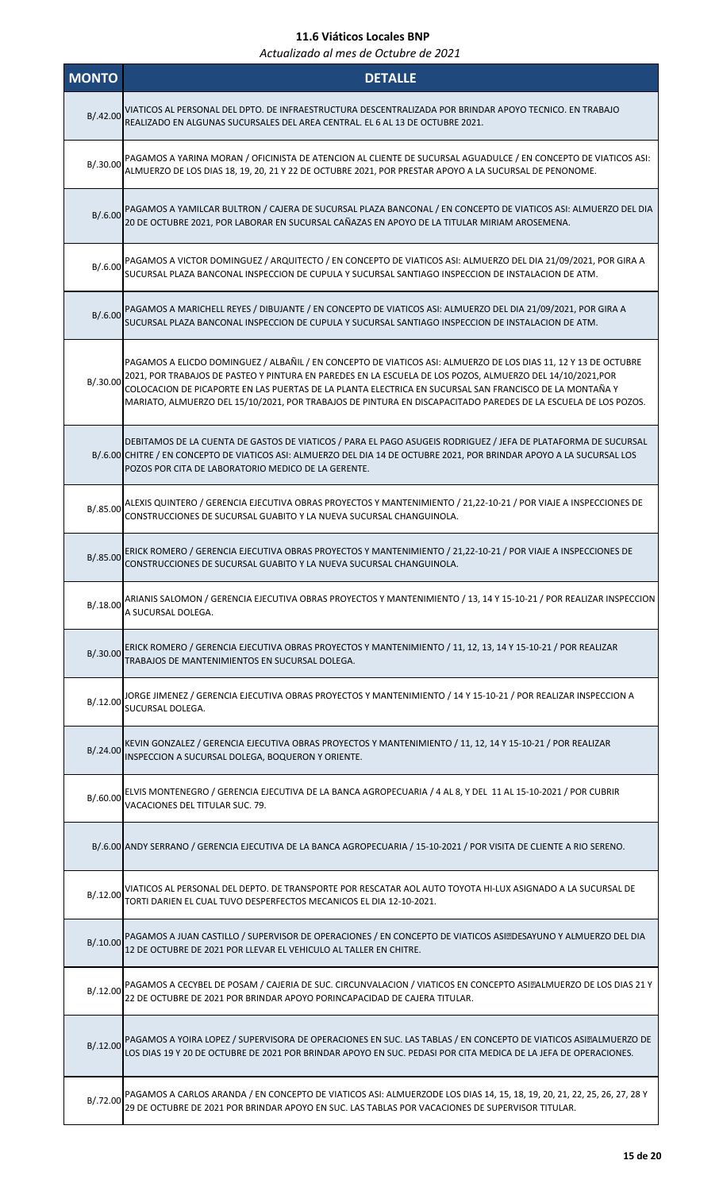## 11.6 Viáticos Locales BNP

*Actualizado al mes de Octubre de 2021*

| MONTO | DETALLE |
|---|---|
| B/.42.00 | VIATICOS AL PERSONAL DEL DPTO. DE INFRAESTRUCTURA DESCENTRALIZADA POR BRINDAR APOYO TECNICO. EN TRABAJO REALIZADO EN ALGUNAS SUCURSALES DEL AREA CENTRAL. EL 6 AL 13 DE OCTUBRE 2021. |
| B/.30.00 | PAGAMOS A YARINA MORAN / OFICINISTA DE ATENCION AL CLIENTE DE SUCURSAL AGUADULCE / EN CONCEPTO DE VIATICOS ASI: ALMUERZO DE LOS DIAS 18, 19, 20, 21 Y 22 DE OCTUBRE 2021, POR PRESTAR APOYO A LA SUCURSAL DE PENONOME. |
| B/.6.00 | PAGAMOS A YAMILCAR BULTRON / CAJERA DE SUCURSAL PLAZA BANCONAL / EN CONCEPTO DE VIATICOS ASI: ALMUERZO DEL DIA 20 DE OCTUBRE 2021, POR LABORAR EN SUCURSAL CAÑAZAS EN APOYO DE LA TITULAR MIRIAM AROSEMENA. |
| B/.6.00 | PAGAMOS A VICTOR DOMINGUEZ / ARQUITECTO / EN CONCEPTO DE VIATICOS ASI: ALMUERZO DEL DIA 21/09/2021, POR GIRA A SUCURSAL PLAZA BANCONAL INSPECCION DE CUPULA Y SUCURSAL SANTIAGO INSPECCION DE INSTALACION DE ATM. |
| B/.6.00 | PAGAMOS A MARICHELL REYES / DIBUJANTE / EN CONCEPTO DE VIATICOS ASI: ALMUERZO DEL DIA 21/09/2021, POR GIRA A SUCURSAL PLAZA BANCONAL INSPECCION DE CUPULA Y SUCURSAL SANTIAGO INSPECCION DE INSTALACION DE ATM. |
| B/.30.00 | PAGAMOS A ELICDO DOMINGUEZ / ALBAÑIL / EN CONCEPTO DE VIATICOS ASI: ALMUERZO DE LOS DIAS 11, 12 Y 13 DE OCTUBRE 2021, POR TRABAJOS DE PASTEO Y PINTURA EN PAREDES EN LA ESCUELA DE LOS POZOS, ALMUERZO DEL 14/10/2021,POR COLOCACION DE PICAPORTE EN LAS PUERTAS DE LA PLANTA ELECTRICA EN SUCURSAL SAN FRANCISCO DE LA MONTAÑA Y MARIATO, ALMUERZO DEL 15/10/2021, POR TRABAJOS DE PINTURA EN DISCAPACITADO PAREDES DE LA ESCUELA DE LOS POZOS. |
| B/.6.00 | DEBITAMOS DE LA CUENTA DE GASTOS DE VIATICOS / PARA EL PAGO ASUGEIS RODRIGUEZ / JEFA DE PLATAFORMA DE SUCURSAL CHITRE / EN CONCEPTO DE VIATICOS ASI: ALMUERZO DEL DIA 14 DE OCTUBRE 2021, POR BRINDAR APOYO A LA SUCURSAL LOS POZOS POR CITA DE LABORATORIO MEDICO DE LA GERENTE. |
| B/.85.00 | ALEXIS QUINTERO / GERENCIA EJECUTIVA OBRAS PROYECTOS Y MANTENIMIENTO / 21,22-10-21 / POR VIAJE A INSPECCIONES DE CONSTRUCCIONES DE SUCURSAL GUABITO Y LA NUEVA SUCURSAL CHANGUINOLA. |
| B/.85.00 | ERICK ROMERO / GERENCIA EJECUTIVA OBRAS PROYECTOS Y MANTENIMIENTO / 21,22-10-21 / POR VIAJE A INSPECCIONES DE CONSTRUCCIONES DE SUCURSAL GUABITO Y LA NUEVA SUCURSAL CHANGUINOLA. |
| B/.18.00 | ARIANIS SALOMON / GERENCIA EJECUTIVA OBRAS PROYECTOS Y MANTENIMIENTO / 13, 14 Y 15-10-21 / POR REALIZAR INSPECCION A SUCURSAL DOLEGA. |
| B/.30.00 | ERICK ROMERO / GERENCIA EJECUTIVA OBRAS PROYECTOS Y MANTENIMIENTO / 11, 12, 13, 14 Y 15-10-21 / POR REALIZAR TRABAJOS DE MANTENIMIENTOS EN SUCURSAL DOLEGA. |
| B/.12.00 | JORGE JIMENEZ / GERENCIA EJECUTIVA OBRAS PROYECTOS Y MANTENIMIENTO / 14 Y 15-10-21 / POR REALIZAR INSPECCION A SUCURSAL DOLEGA. |
| B/.24.00 | KEVIN GONZALEZ / GERENCIA EJECUTIVA OBRAS PROYECTOS Y MANTENIMIENTO / 11, 12, 14 Y 15-10-21 / POR REALIZAR INSPECCION A SUCURSAL DOLEGA, BOQUERON Y ORIENTE. |
| B/.60.00 | ELVIS MONTENEGRO / GERENCIA EJECUTIVA DE LA BANCA AGROPECUARIA / 4 AL 8, Y DEL 11 AL 15-10-2021 / POR CUBRIR VACACIONES DEL TITULAR SUC. 79. |
| B/.6.00 | ANDY SERRANO / GERENCIA EJECUTIVA DE LA BANCA AGROPECUARIA / 15-10-2021 / POR VISITA DE CLIENTE A RIO SERENO. |
| B/.12.00 | VIATICOS AL PERSONAL DEL DEPTO. DE TRANSPORTE POR RESCATAR AOL AUTO TOYOTA HI-LUX ASIGNADO A LA SUCURSAL DE TORTI DARIEN EL CUAL TUVO DESPERFECTOS MECANICOS EL DIA 12-10-2021. |
| B/.10.00 | PAGAMOS A JUAN CASTILLO / SUPERVISOR DE OPERACIONES / EN CONCEPTO DE VIATICOS ASI DESAYUNO Y ALMUERZO DEL DIA 12 DE OCTUBRE DE 2021 POR LLEVAR EL VEHICULO AL TALLER EN CHITRE. |
| B/.12.00 | PAGAMOS A CECYBEL DE POSAM / CAJERIA DE SUC. CIRCUNVALACION / VIATICOS EN CONCEPTO ASI ALMUERZO DE LOS DIAS 21 Y 22 DE OCTUBRE DE 2021 POR BRINDAR APOYO PORINCAPACIDAD DE CAJERA TITULAR. |
| B/.12.00 | PAGAMOS A YOIRA LOPEZ / SUPERVISORA DE OPERACIONES EN SUC. LAS TABLAS / EN CONCEPTO DE VIATICOS ASI ALMUERZO DE LOS DIAS 19 Y 20 DE OCTUBRE DE 2021 POR BRINDAR APOYO EN SUC. PEDASI POR CITA MEDICA DE LA JEFA DE OPERACIONES. |
| B/.72.00 | PAGAMOS A CARLOS ARANDA / EN CONCEPTO DE VIATICOS ASI: ALMUERZODE LOS DIAS 14, 15, 18, 19, 20, 21, 22, 25, 26, 27, 28 Y 29 DE OCTUBRE DE 2021 POR BRINDAR APOYO EN SUC. LAS TABLAS POR VACACIONES DE SUPERVISOR TITULAR. |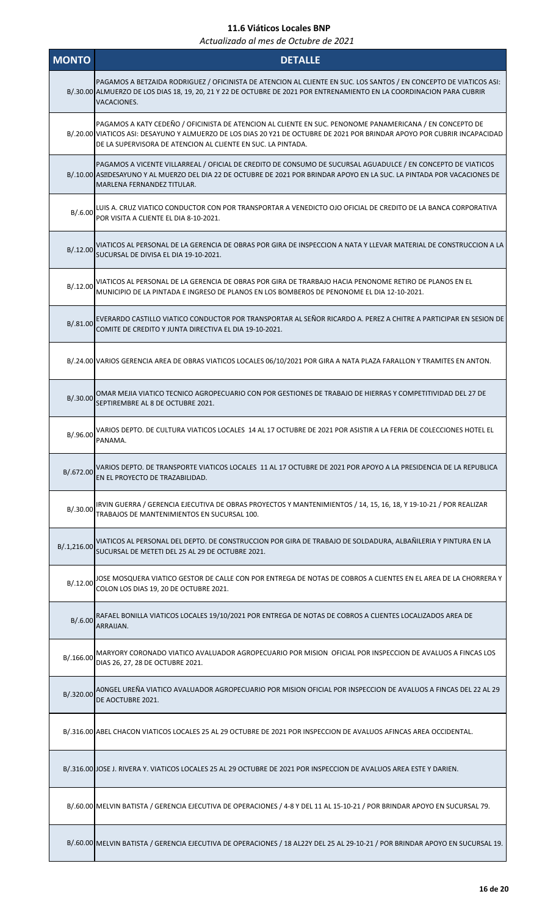# 11.6 Viáticos Locales BNP

*Actualizado al mes de Octubre de 2021*

| MONTO | DETALLE |
|---|---|
| B/.30.00 | PAGAMOS A BETZAIDA RODRIGUEZ / OFICINISTA DE ATENCION AL CLIENTE EN SUC. LOS SANTOS / EN CONCEPTO DE VIATICOS ASI: ALMUERZO DE LOS DIAS 18, 19, 20, 21 Y 22 DE OCTUBRE DE 2021 POR ENTRENAMIENTO EN LA COORDINACION PARA CUBRIR VACACIONES. |
| B/.20.00 | PAGAMOS A KATY CEDEÑO / OFICINISTA DE ATENCION AL CLIENTE EN SUC. PENONOME PANAMERICANA / EN CONCEPTO DE VIATICOS ASI: DESAYUNO Y ALMUERZO DE LOS DIAS 20 Y21 DE OCTUBRE DE 2021 POR BRINDAR APOYO POR CUBRIR INCAPACIDAD DE LA SUPERVISORA DE ATENCION AL CLIENTE EN SUC. LA PINTADA. |
| B/.10.00 | PAGAMOS A VICENTE VILLARREAL / OFICIAL DE CREDITO DE CONSUMO DE SUCURSAL AGUADULCE / EN CONCEPTO DE VIATICOS AS DESAYUNO Y AL MUERZO DEL DIA 22 DE OCTUBRE DE 2021 POR BRINDAR APOYO EN LA SUC. LA PINTADA POR VACACIONES DE MARLENA FERNANDEZ TITULAR. |
| B/.6.00 | LUIS A. CRUZ VIATICO CONDUCTOR CON POR TRANSPORTAR A VENEDICTO OJO OFICIAL DE CREDITO DE LA BANCA CORPORATIVA POR VISITA A CLIENTE EL DIA 8-10-2021. |
| B/.12.00 | VIATICOS AL PERSONAL DE LA GERENCIA DE OBRAS POR GIRA DE INSPECCION A NATA Y LLEVAR MATERIAL DE CONSTRUCCION A LA SUCURSAL DE DIVISA EL DIA 19-10-2021. |
| B/.12.00 | VIATICOS AL PERSONAL DE LA GERENCIA DE OBRAS POR GIRA DE TRARBAJO HACIA PENONOME RETIRO DE PLANOS EN EL MUNICIPIO DE LA PINTADA E INGRESO DE PLANOS EN LOS BOMBEROS DE PENONOME EL DIA 12-10-2021. |
| B/.81.00 | EVERARDO CASTILLO VIATICO CONDUCTOR POR TRANSPORTAR AL SEÑOR RICARDO A. PEREZ A CHITRE A PARTICIPAR EN SESION DE COMITE DE CREDITO Y JUNTA DIRECTIVA EL DIA 19-10-2021. |
| B/.24.00 | VARIOS GERENCIA AREA DE OBRAS VIATICOS LOCALES 06/10/2021 POR GIRA A NATA PLAZA FARALLON Y TRAMITES EN ANTON. |
| B/.30.00 | OMAR MEJIA VIATICO TECNICO AGROPECUARIO CON POR GESTIONES DE TRABAJO DE HIERRAS Y COMPETITIVIDAD DEL 27 DE SEPTIREMBRE AL 8 DE OCTUBRE 2021. |
| B/.96.00 | VARIOS DEPTO. DE CULTURA VIATICOS LOCALES 14 AL 17 OCTUBRE DE 2021 POR ASISTIR A LA FERIA DE COLECCIONES HOTEL EL PANAMA. |
| B/.672.00 | VARIOS DEPTO. DE TRANSPORTE VIATICOS LOCALES 11 AL 17 OCTUBRE DE 2021 POR APOYO A LA PRESIDENCIA DE LA REPUBLICA EN EL PROYECTO DE TRAZABILIDAD. |
| B/.30.00 | IRVIN GUERRA / GERENCIA EJECUTIVA DE OBRAS PROYECTOS Y MANTENIMIENTOS / 14, 15, 16, 18, Y 19-10-21 / POR REALIZAR TRABAJOS DE MANTENIMIENTOS EN SUCURSAL 100. |
| B/.1,216.00 | VIATICOS AL PERSONAL DEL DEPTO. DE CONSTRUCCION POR GIRA DE TRABAJO DE SOLDADURA, ALBAÑILERIA Y PINTURA EN LA SUCURSAL DE METETI DEL 25 AL 29 DE OCTUBRE 2021. |
| B/.12.00 | JOSE MOSQUERA VIATICO GESTOR DE CALLE CON POR ENTREGA DE NOTAS DE COBROS A CLIENTES EN EL AREA DE LA CHORRERA Y COLON LOS DIAS 19, 20 DE OCTUBRE 2021. |
| B/.6.00 | RAFAEL BONILLA VIATICOS LOCALES 19/10/2021 POR ENTREGA DE NOTAS DE COBROS A CLIENTES LOCALIZADOS AREA DE ARRAIJAN. |
| B/.166.00 | MARYORY CORONADO VIATICO AVALUADOR AGROPECUARIO POR MISION OFICIAL POR INSPECCION DE AVALUOS A FINCAS LOS DIAS 26, 27, 28 DE OCTUBRE 2021. |
| B/.320.00 | A0NGEL UREÑA VIATICO AVALUADOR AGROPECUARIO POR MISION OFICIAL POR INSPECCION DE AVALUOS A FINCAS DEL 22 AL 29 DE AOCTUBRE 2021. |
| B/.316.00 | ABEL CHACON VIATICOS LOCALES 25 AL 29 OCTUBRE DE 2021 POR INSPECCION DE AVALUOS AFINCAS AREA OCCIDENTAL. |
| B/.316.00 | JOSE J. RIVERA Y. VIATICOS LOCALES 25 AL 29 OCTUBRE DE 2021 POR INSPECCION DE AVALUOS AREA ESTE Y DARIEN. |
| B/.60.00 | MELVIN BATISTA / GERENCIA EJECUTIVA DE OPERACIONES / 4-8 Y DEL 11 AL 15-10-21 / POR BRINDAR APOYO EN SUCURSAL 79. |
| B/.60.00 | MELVIN BATISTA / GERENCIA EJECUTIVA DE OPERACIONES / 18 AL22Y DEL 25 AL 29-10-21 / POR BRINDAR APOYO EN SUCURSAL 19. |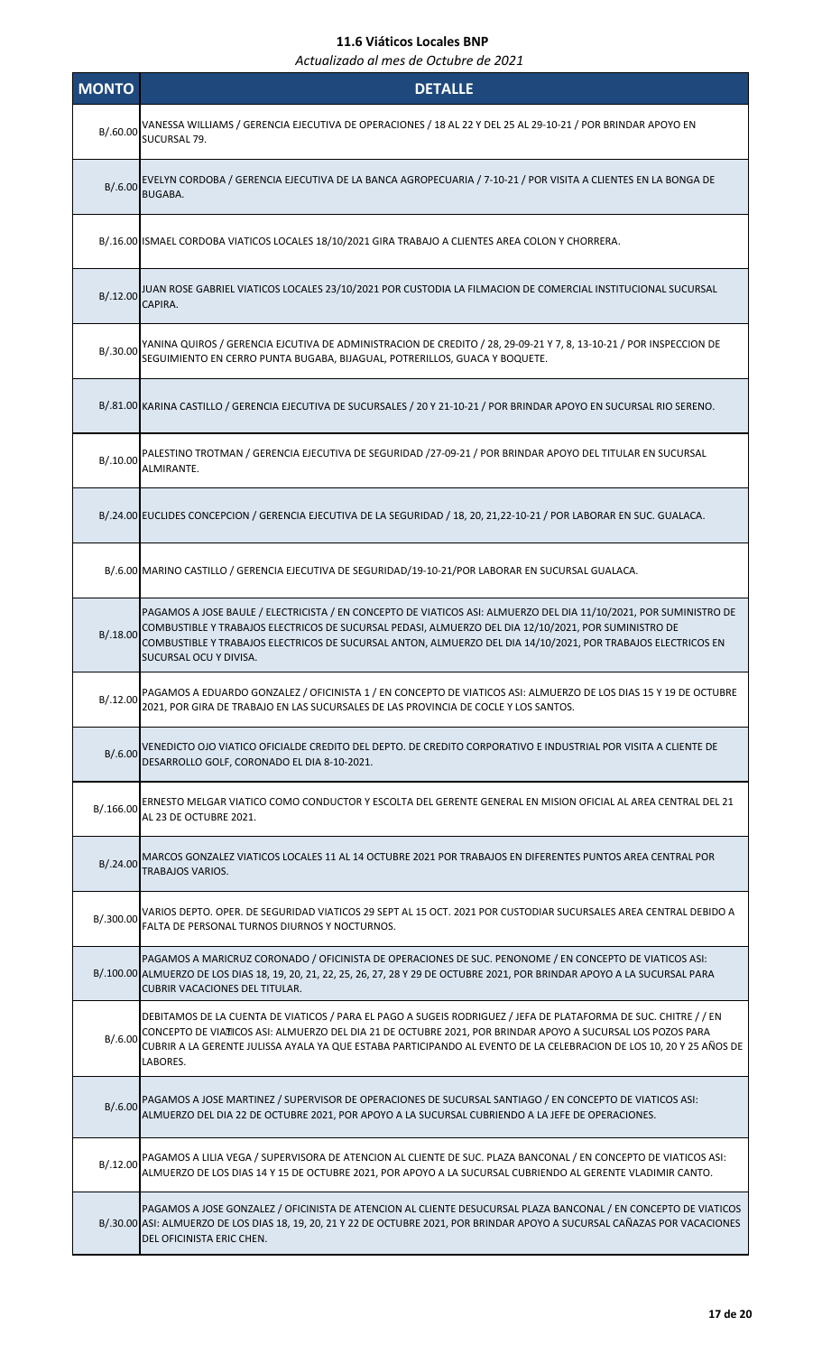# 11.6 Viáticos Locales BNP

*Actualizado al mes de Octubre de 2021*

| MONTO | DETALLE |
|---|---|
| B/.60.00 | VANESSA WILLIAMS / GERENCIA EJECUTIVA DE OPERACIONES / 18 AL 22 Y DEL 25 AL 29-10-21 / POR BRINDAR APOYO EN SUCURSAL 79. |
| B/.6.00 | EVELYN CORDOBA / GERENCIA EJECUTIVA DE LA BANCA AGROPECUARIA / 7-10-21 / POR VISITA A CLIENTES EN LA BONGA DE BUGABA. |
| B/.16.00 | ISMAEL CORDOBA VIATICOS LOCALES 18/10/2021 GIRA TRABAJO A CLIENTES AREA COLON Y CHORRERA. |
| B/.12.00 | JUAN ROSE GABRIEL VIATICOS LOCALES 23/10/2021 POR CUSTODIA LA FILMACION DE COMERCIAL INSTITUCIONAL SUCURSAL CAPIRA. |
| B/.30.00 | YANINA QUIROS / GERENCIA EJCUTIVA DE ADMINISTRACION DE CREDITO / 28, 29-09-21 Y 7, 8, 13-10-21 / POR INSPECCION DE SEGUIMIENTO EN CERRO PUNTA BUGABA, BIJAGUAL, POTRERILLOS, GUACA Y BOQUETE. |
| B/.81.00 | KARINA CASTILLO / GERENCIA EJECUTIVA DE SUCURSALES / 20 Y 21-10-21 / POR BRINDAR APOYO EN SUCURSAL RIO SERENO. |
| B/.10.00 | PALESTINO TROTMAN / GERENCIA EJECUTIVA DE SEGURIDAD /27-09-21 / POR BRINDAR APOYO DEL TITULAR EN SUCURSAL ALMIRANTE. |
| B/.24.00 | EUCLIDES CONCEPCION / GERENCIA EJECUTIVA DE LA SEGURIDAD / 18, 20, 21,22-10-21 / POR LABORAR EN SUC. GUALACA. |
| B/.6.00 | MARINO CASTILLO / GERENCIA EJECUTIVA DE SEGURIDAD/19-10-21/POR LABORAR EN SUCURSAL GUALACA. |
| B/.18.00 | PAGAMOS A JOSE BAULE / ELECTRICISTA / EN CONCEPTO DE VIATICOS ASI: ALMUERZO DEL DIA 11/10/2021, POR SUMINISTRO DE COMBUSTIBLE Y TRABAJOS ELECTRICOS DE SUCURSAL PEDASI, ALMUERZO DEL DIA 12/10/2021, POR SUMINISTRO DE COMBUSTIBLE Y TRABAJOS ELECTRICOS DE SUCURSAL ANTON, ALMUERZO DEL DIA 14/10/2021, POR TRABAJOS ELECTRICOS EN SUCURSAL OCU Y DIVISA. |
| B/.12.00 | PAGAMOS A EDUARDO GONZALEZ / OFICINISTA 1 / EN CONCEPTO DE VIATICOS ASI: ALMUERZO DE LOS DIAS 15 Y 19 DE OCTUBRE 2021, POR GIRA DE TRABAJO EN LAS SUCURSALES DE LAS PROVINCIA DE COCLE Y LOS SANTOS. |
| B/.6.00 | VENEDICTO OJO VIATICO OFICIALDE CREDITO DEL DEPTO. DE CREDITO CORPORATIVO E INDUSTRIAL POR VISITA A CLIENTE DE DESARROLLO GOLF, CORONADO EL DIA 8-10-2021. |
| B/.166.00 | ERNESTO MELGAR VIATICO COMO CONDUCTOR Y ESCOLTA DEL GERENTE GENERAL EN MISION OFICIAL AL AREA CENTRAL DEL 21 AL 23 DE OCTUBRE 2021. |
| B/.24.00 | MARCOS GONZALEZ VIATICOS LOCALES 11 AL 14 OCTUBRE 2021 POR TRABAJOS EN DIFERENTES PUNTOS AREA CENTRAL POR TRABAJOS VARIOS. |
| B/.300.00 | VARIOS DEPTO. OPER. DE SEGURIDAD VIATICOS 29 SEPT AL 15 OCT. 2021 POR CUSTODIAR SUCURSALES AREA CENTRAL DEBIDO A FALTA DE PERSONAL TURNOS DIURNOS Y NOCTURNOS. |
| B/.100.00 | PAGAMOS A MARICRUZ CORONADO / OFICINISTA DE OPERACIONES DE SUC. PENONOME / EN CONCEPTO DE VIATICOS ASI: ALMUERZO DE LOS DIAS 18, 19, 20, 21, 22, 25, 26, 27, 28 Y 29 DE OCTUBRE 2021, POR BRINDAR APOYO A LA SUCURSAL PARA CUBRIR VACACIONES DEL TITULAR. |
| B/.6.00 | DEBITAMOS DE LA CUENTA DE VIATICOS / PARA EL PAGO A SUGEIS RODRIGUEZ / JEFA DE PLATAFORMA DE SUC. CHITRE / / EN CONCEPTO DE VIATICOS ASI: ALMUERZO DEL DIA 21 DE OCTUBRE 2021, POR BRINDAR APOYO A SUCURSAL LOS POZOS PARA CUBRIR A LA GERENTE JULISSA AYALA YA QUE ESTABA PARTICIPANDO AL EVENTO DE LA CELEBRACION DE LOS 10, 20 Y 25 AÑOS DE LABORES. |
| B/.6.00 | PAGAMOS A JOSE MARTINEZ / SUPERVISOR DE OPERACIONES DE SUCURSAL SANTIAGO / EN CONCEPTO DE VIATICOS ASI: ALMUERZO DEL DIA 22 DE OCTUBRE 2021, POR APOYO A LA SUCURSAL CUBRIENDO A LA JEFE DE OPERACIONES. |
| B/.12.00 | PAGAMOS A LILIA VEGA / SUPERVISORA DE ATENCION AL CLIENTE DE SUC. PLAZA BANCONAL / EN CONCEPTO DE VIATICOS ASI: ALMUERZO DE LOS DIAS 14 Y 15 DE OCTUBRE 2021, POR APOYO A LA SUCURSAL CUBRIENDO AL GERENTE VLADIMIR CANTO. |
| B/.30.00 | PAGAMOS A JOSE GONZALEZ / OFICINISTA DE ATENCION AL CLIENTE DESUCURSAL PLAZA BANCONAL / EN CONCEPTO DE VIATICOS ASI: ALMUERZO DE LOS DIAS 18, 19, 20, 21 Y 22 DE OCTUBRE 2021, POR BRINDAR APOYO A SUCURSAL CAÑAZAS POR VACACIONES DEL OFICINISTA ERIC CHEN. |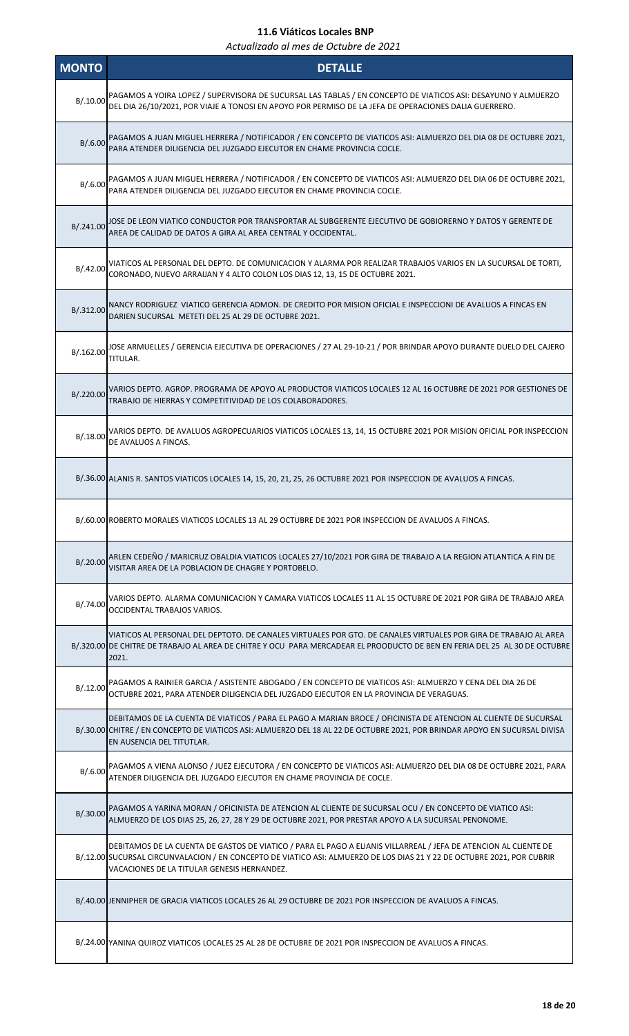# 11.6 Viáticos Locales BNP

*Actualizado al mes de Octubre de 2021*

| MONTO | DETALLE |
|---|---|
| B/.10.00 | PAGAMOS A YOIRA LOPEZ / SUPERVISORA DE SUCURSAL LAS TABLAS / EN CONCEPTO DE VIATICOS ASI: DESAYUNO Y ALMUERZO DEL DIA 26/10/2021, POR VIAJE A TONOSI EN APOYO POR PERMISO DE LA JEFA DE OPERACIONES DALIA GUERRERO. |
| B/.6.00 | PAGAMOS A JUAN MIGUEL HERRERA / NOTIFICADOR / EN CONCEPTO DE VIATICOS ASI: ALMUERZO DEL DIA 08 DE OCTUBRE 2021, PARA ATENDER DILIGENCIA DEL JUZGADO EJECUTOR EN CHAME PROVINCIA COCLE. |
| B/.6.00 | PAGAMOS A JUAN MIGUEL HERRERA / NOTIFICADOR / EN CONCEPTO DE VIATICOS ASI: ALMUERZO DEL DIA 06 DE OCTUBRE 2021, PARA ATENDER DILIGENCIA DEL JUZGADO EJECUTOR EN CHAME PROVINCIA COCLE. |
| B/.241.00 | JOSE DE LEON VIATICO CONDUCTOR POR TRANSPORTAR AL SUBGERENTE EJECUTIVO DE GOBIORERNO Y DATOS Y GERENTE DE AREA DE CALIDAD DE DATOS A GIRA AL AREA CENTRAL Y OCCIDENTAL. |
| B/.42.00 | VIATICOS AL PERSONAL DEL DEPTO. DE COMUNICACION Y ALARMA POR REALIZAR TRABAJOS VARIOS EN LA SUCURSAL DE TORTI, CORONADO, NUEVO ARRAIJAN Y 4 ALTO COLON LOS DIAS 12, 13, 15 DE OCTUBRE 2021. |
| B/.312.00 | NANCY RODRIGUEZ VIATICO GERENCIA ADMON. DE CREDITO POR MISION OFICIAL E INSPECCIONI DE AVALUOS A FINCAS EN DARIEN SUCURSAL METETI DEL 25 AL 29 DE OCTUBRE 2021. |
| B/.162.00 | JOSE ARMUELLES / GERENCIA EJECUTIVA DE OPERACIONES / 27 AL 29-10-21 / POR BRINDAR APOYO DURANTE DUELO DEL CAJERO TITULAR. |
| B/.220.00 | VARIOS DEPTO. AGROP. PROGRAMA DE APOYO AL PRODUCTOR VIATICOS LOCALES 12 AL 16 OCTUBRE DE 2021 POR GESTIONES DE TRABAJO DE HIERRAS Y COMPETITIVIDAD DE LOS COLABORADORES. |
| B/.18.00 | VARIOS DEPTO. DE AVALUOS AGROPECUARIOS VIATICOS LOCALES 13, 14, 15 OCTUBRE 2021 POR MISION OFICIAL POR INSPECCION DE AVALUOS A FINCAS. |
| B/.36.00 | ALANIS R. SANTOS VIATICOS LOCALES 14, 15, 20, 21, 25, 26 OCTUBRE 2021 POR INSPECCION DE AVALUOS A FINCAS. |
| B/.60.00 | ROBERTO MORALES VIATICOS LOCALES 13 AL 29 OCTUBRE DE 2021 POR INSPECCION DE AVALUOS A FINCAS. |
| B/.20.00 | ARLEN CEDEÑO / MARICRUZ OBALDIA VIATICOS LOCALES 27/10/2021 POR GIRA DE TRABAJO A LA REGION ATLANTICA A FIN DE VISITAR AREA DE LA POBLACION DE CHAGRE Y PORTOBELO. |
| B/.74.00 | VARIOS DEPTO. ALARMA COMUNICACION Y CAMARA VIATICOS LOCALES 11 AL 15 OCTUBRE DE 2021 POR GIRA DE TRABAJO AREA OCCIDENTAL TRABAJOS VARIOS. |
| B/.320.00 | VIATICOS AL PERSONAL DEL DEPTOTO. DE CANALES VIRTUALES POR GTO. DE CANALES VIRTUALES POR GIRA DE TRABAJO AL AREA DE CHITRE DE TRABAJO AL AREA DE CHITRE Y OCU PARA MERCADEAR EL PROODUCTO DE BEN EN FERIA DEL 25 AL 30 DE OCTUBRE 2021. |
| B/.12.00 | PAGAMOS A RAINIER GARCIA / ASISTENTE ABOGADO / EN CONCEPTO DE VIATICOS ASI: ALMUERZO Y CENA DEL DIA 26 DE OCTUBRE 2021, PARA ATENDER DILIGENCIA DEL JUZGADO EJECUTOR EN LA PROVINCIA DE VERAGUAS. |
| B/.30.00 | DEBITAMOS DE LA CUENTA DE VIATICOS / PARA EL PAGO A MARIAN BROCE / OFICINISTA DE ATENCION AL CLIENTE DE SUCURSAL CHITRE / EN CONCEPTO DE VIATICOS ASI: ALMUERZO DEL 18 AL 22 DE OCTUBRE 2021, POR BRINDAR APOYO EN SUCURSAL DIVISA EN AUSENCIA DEL TITUTLAR. |
| B/.6.00 | PAGAMOS A VIENA ALONSO / JUEZ EJECUTORA / EN CONCEPTO DE VIATICOS ASI: ALMUERZO DEL DIA 08 DE OCTUBRE 2021, PARA ATENDER DILIGENCIA DEL JUZGADO EJECUTOR EN CHAME PROVINCIA DE COCLE. |
| B/.30.00 | PAGAMOS A YARINA MORAN / OFICINISTA DE ATENCION AL CLIENTE DE SUCURSAL OCU / EN CONCEPTO DE VIATICO ASI: ALMUERZO DE LOS DIAS 25, 26, 27, 28 Y 29 DE OCTUBRE 2021, POR PRESTAR APOYO A LA SUCURSAL PENONOME. |
| B/.12.00 | DEBITAMOS DE LA CUENTA DE GASTOS DE VIATICO / PARA EL PAGO A ELIANIS VILLARREAL / JEFA DE ATENCION AL CLIENTE DE SUCURSAL CIRCUNVALACION / EN CONCEPTO DE VIATICO ASI: ALMUERZO DE LOS DIAS 21 Y 22 DE OCTUBRE 2021, POR CUBRIR VACACIONES DE LA TITULAR GENESIS HERNANDEZ. |
| B/.40.00 | JENNIPHER DE GRACIA VIATICOS LOCALES 26 AL 29 OCTUBRE DE 2021 POR INSPECCION DE AVALUOS A FINCAS. |
| B/.24.00 | YANINA QUIROZ VIATICOS LOCALES 25 AL 28 DE OCTUBRE DE 2021 POR INSPECCION DE AVALUOS A FINCAS. |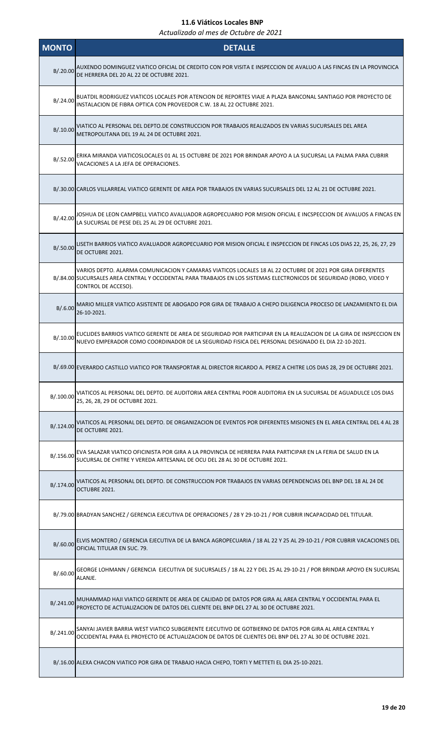# 11.6 Viáticos Locales BNP

*Actualizado al mes de Octubre de 2021*

| MONTO | DETALLE |
|---|---|
| B/.20.00 | AUXENDO DOMINGUEZ VIATICO OFICIAL DE CREDITO CON POR VISITA E INSPECCION DE AVALUO A LAS FINCAS EN LA PROVINCICA DE HERRERA DEL 20 AL 22 DE OCTUBRE 2021. |
| B/.24.00 | BUATDIL RODRIGUEZ VIATICOS LOCALES POR ATENCION DE REPORTES VIAJE A PLAZA BANCONAL SANTIAGO POR PROYECTO DE INSTALACION DE FIBRA OPTICA CON PROVEEDOR C.W. 18 AL 22 OCTUBRE 2021. |
| B/.10.00 | VIATICO AL PERSONAL DEL DEPTO.DE CONSTRUCCION POR TRABAJOS REALIZADOS EN VARIAS SUCURSALES DEL AREA METROPOLITANA DEL 19 AL 24 DE OCTUBRE 2021. |
| B/.52.00 | ERIKA MIRANDA VIATICOSLOCALES 01 AL 15 OCTUBRE DE 2021 POR BRINDAR APOYO A LA SUCURSAL LA PALMA PARA CUBRIR VACACIONES A LA JEFA DE OPERACIONES. |
| B/.30.00 | CARLOS VILLARREAL VIATICO GERENTE DE AREA POR TRABAJOS EN VARIAS SUCURSALES DEL 12 AL 21 DE OCTUBRE 2021. |
| B/.42.00 | JOSHUA DE LEON CAMPBELL VIATICO AVALUADOR AGROPECUARIO POR MISION OFICIAL E INCSPECCION DE AVALUOS A FINCAS EN LA SUCURSAL DE PESE DEL 25 AL 29 DE OCTUBRE 2021. |
| B/.50.00 | LISETH BARRIOS VIATICO AVALUADOR AGROPECUARIO POR MISION OFICIAL E INSPECCION DE FINCAS LOS DIAS 22, 25, 26, 27, 29 DE OCTUBRE 2021. |
| B/.84.00 | VARIOS DEPTO. ALARMA COMUNICACION Y CAMARAS VIATICOS LOCALES 18 AL 22 OCTUBRE DE 2021 POR GIRA DIFERENTES SUCURSALES AREA CENTRAL Y OCCIDENTAL PARA TRABAJOS EN LOS SISTEMAS ELECTRONICOS DE SEGURIDAD (ROBO, VIDEO Y CONTROL DE ACCESO). |
| B/.6.00 | MARIO MILLER VIATICO ASISTENTE DE ABOGADO POR GIRA DE TRABAJO A CHEPO DILIGENCIA PROCESO DE LANZAMIENTO EL DIA 26-10-2021. |
| B/.10.00 | EUCLIDES BARRIOS VIATICO GERENTE DE AREA DE SEGURIDAD POR PARTICIPAR EN LA REALIZACION DE LA GIRA DE INSPECCION EN NUEVO EMPERADOR COMO COORDINADOR DE LA SEGURIDAD FISICA DEL PERSONAL DESIGNADO EL DIA 22-10-2021. |
| B/.69.00 | EVERARDO CASTILLO VIATICO POR TRANSPORTAR AL DIRECTOR RICARDO A. PEREZ A CHITRE LOS DIAS 28, 29 DE OCTUBRE 2021. |
| B/.100.00 | VIATICOS AL PERSONAL DEL DEPTO. DE AUDITORIA AREA CENTRAL POOR AUDITORIA EN LA SUCURSAL DE AGUADULCE LOS DIAS 25, 26, 28, 29 DE OCTUBRE 2021. |
| B/.124.00 | VIATICOS AL PERSONAL DEL DEPTO. DE ORGANIZACION DE EVENTOS POR DIFERENTES MISIONES EN EL AREA CENTRAL DEL 4 AL 28 DE OCTUBRE 2021. |
| B/.156.00 | EVA SALAZAR VIATICO OFICINISTA POR GIRA A LA PROVINCIA DE HERRERA PARA PARTICIPAR EN LA FERIA DE SALUD EN LA SUCURSAL DE CHITRE Y VEREDA ARTESANAL DE OCU DEL 28 AL 30 DE OCTUBRE 2021. |
| B/.174.00 | VIATICOS AL PERSONAL DEL DEPTO. DE CONSTRUCCION POR TRABAJOS EN VARIAS DEPENDENCIAS DEL BNP DEL 18 AL 24 DE OCTUBRE 2021. |
| B/.79.00 | BRADYAN SANCHEZ / GERENCIA EJECUTIVA DE OPERACIONES / 28 Y 29-10-21 / POR CUBRIR INCAPACIDAD DEL TITULAR. |
| B/.60.00 | ELVIS MONTERO / GERENCIA EJECUTIVA DE LA BANCA AGROPECUARIA / 18 AL 22 Y 25 AL 29-10-21 / POR CUBRIR VACACIONES DEL OFICIAL TITULAR EN SUC. 79. |
| B/.60.00 | GEORGE LOHMANN / GERENCIA EJECUTIVA DE SUCURSALES / 18 AL 22 Y DEL 25 AL 29-10-21 / POR BRINDAR APOYO EN SUCURSAL ALANJE. |
| B/.241.00 | MUHAMMAD HAJI VIATICO GERENTE DE AREA DE CALIDAD DE DATOS POR GIRA AL AREA CENTRAL Y OCCIDENTAL PARA EL PROYECTO DE ACTUALIZACION DE DATOS DEL CLIENTE DEL BNP DEL 27 AL 30 DE OCTUBRE 2021. |
| B/.241.00 | SANYAI JAVIER BARRIA WEST VIATICO SUBGERENTE EJECUTIVO DE GOTBIERNO DE DATOS POR GIRA AL AREA CENTRAL Y OCCIDENTAL PARA EL PROYECTO DE ACTUALIZACION DE DATOS DE CLIENTES DEL BNP DEL 27 AL 30 DE OCTUBRE 2021. |
| B/.16.00 | ALEXA CHACON VIATICO POR GIRA DE TRABAJO HACIA CHEPO, TORTI Y METTETI EL DIA 25-10-2021. |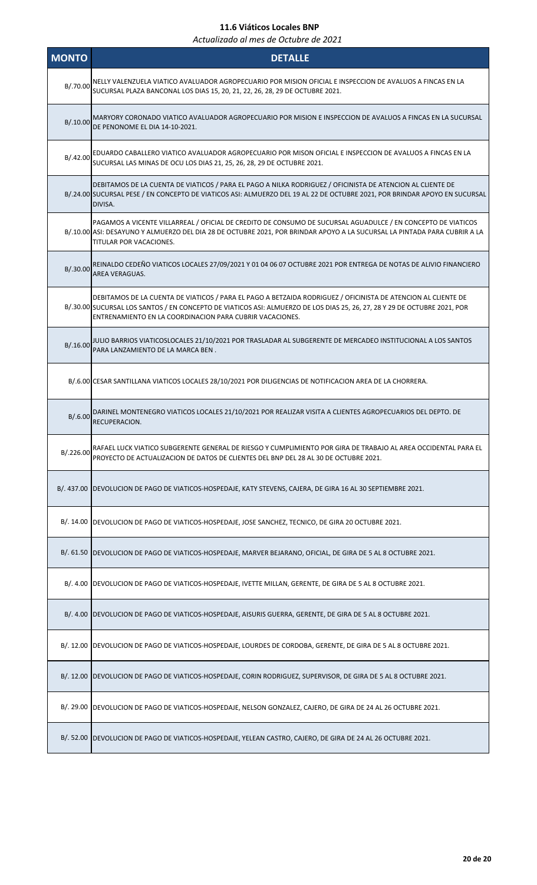# 11.6 Viáticos Locales BNP

*Actualizado al mes de Octubre de 2021*

| MONTO | DETALLE |
|---|---|
| B/.70.00 | NELLY VALENZUELA VIATICO AVALUADOR AGROPECUARIO POR MISION OFICIAL E INSPECCION DE AVALUOS A FINCAS EN LA SUCURSAL PLAZA BANCONAL LOS DIAS 15, 20, 21, 22, 26, 28, 29 DE OCTUBRE 2021. |
| B/.10.00 | MARYORY CORONADO VIATICO AVALUADOR AGROPECUARIO POR MISION E INSPECCION DE AVALUOS A FINCAS EN LA SUCURSAL DE PENONOME EL DIA 14-10-2021. |
| B/.42.00 | EDUARDO CABALLERO VIATICO AVALUADOR AGROPECUARIO POR MISON OFICIAL E INSPECCION DE AVALUOS A FINCAS EN LA SUCURSAL LAS MINAS DE OCU LOS DIAS 21, 25, 26, 28, 29 DE OCTUBRE 2021. |
| B/.24.00 | DEBITAMOS DE LA CUENTA DE VIATICOS / PARA EL PAGO A NILKA RODRIGUEZ / OFICINISTA DE ATENCION AL CLIENTE DE SUCURSAL PESE / EN CONCEPTO DE VIATICOS ASI: ALMUERZO DEL 19 AL 22 DE OCTUBRE 2021, POR BRINDAR APOYO EN SUCURSAL DIVISA. |
| B/.10.00 | PAGAMOS A VICENTE VILLARREAL / OFICIAL DE CREDITO DE CONSUMO DE SUCURSAL AGUADULCE / EN CONCEPTO DE VIATICOS ASI: DESAYUNO Y ALMUERZO DEL DIA 28 DE OCTUBRE 2021, POR BRINDAR APOYO A LA SUCURSAL LA PINTADA PARA CUBRIR A LA TITULAR POR VACACIONES. |
| B/.30.00 | REINALDO CEDEÑO VIATICOS LOCALES 27/09/2021 Y 01 04 06 07 OCTUBRE 2021 POR ENTREGA DE NOTAS DE ALIVIO FINANCIERO AREA VERAGUAS. |
| B/.30.00 | DEBITAMOS DE LA CUENTA DE VIATICOS / PARA EL PAGO A BETZAIDA RODRIGUEZ / OFICINISTA DE ATENCION AL CLIENTE DE SUCURSAL LOS SANTOS / EN CONCEPTO DE VIATICOS ASI: ALMUERZO DE LOS DIAS 25, 26, 27, 28 Y 29 DE OCTUBRE 2021, POR ENTRENAMIENTO EN LA COORDINACION PARA CUBRIR VACACIONES. |
| B/.16.00 | JULIO BARRIOS VIATICOSLOCALES 21/10/2021 POR TRASLADAR AL SUBGERENTE DE MERCADEO INSTITUCIONAL A LOS SANTOS PARA LANZAMIENTO DE LA MARCA BEN . |
| B/.6.00 | CESAR SANTILLANA VIATICOS LOCALES 28/10/2021 POR DILIGENCIAS DE NOTIFICACION AREA DE LA CHORRERA. |
| B/.6.00 | DARINEL MONTENEGRO VIATICOS LOCALES 21/10/2021 POR REALIZAR VISITA A CLIENTES AGROPECUARIOS DEL DEPTO. DE RECUPERACION. |
| B/.226.00 | RAFAEL LUCK VIATICO SUBGERENTE GENERAL DE RIESGO Y CUMPLIMIENTO POR GIRA DE TRABAJO AL AREA OCCIDENTAL PARA EL PROYECTO DE ACTUALIZACION DE DATOS DE CLIENTES DEL BNP DEL 28 AL 30 DE OCTUBRE 2021. |
| B/. 437.00 | DEVOLUCION DE PAGO DE VIATICOS-HOSPEDAJE, KATY STEVENS, CAJERA, DE GIRA 16 AL 30 SEPTIEMBRE 2021. |
| B/. 14.00 | DEVOLUCION DE PAGO DE VIATICOS-HOSPEDAJE, JOSE SANCHEZ, TECNICO, DE GIRA 20 OCTUBRE 2021. |
| B/. 61.50 | DEVOLUCION DE PAGO DE VIATICOS-HOSPEDAJE, MARVER BEJARANO, OFICIAL, DE GIRA DE 5 AL 8 OCTUBRE 2021. |
| B/. 4.00 | DEVOLUCION DE PAGO DE VIATICOS-HOSPEDAJE, IVETTE MILLAN, GERENTE, DE GIRA DE 5 AL 8 OCTUBRE 2021. |
| B/. 4.00 | DEVOLUCION DE PAGO DE VIATICOS-HOSPEDAJE, AISURIS GUERRA, GERENTE, DE GIRA DE 5 AL 8 OCTUBRE 2021. |
| B/. 12.00 | DEVOLUCION DE PAGO DE VIATICOS-HOSPEDAJE, LOURDES DE CORDOBA, GERENTE, DE GIRA DE 5 AL 8 OCTUBRE 2021. |
| B/. 12.00 | DEVOLUCION DE PAGO DE VIATICOS-HOSPEDAJE, CORIN RODRIGUEZ, SUPERVISOR, DE GIRA DE 5 AL 8 OCTUBRE 2021. |
| B/. 29.00 | DEVOLUCION DE PAGO DE VIATICOS-HOSPEDAJE, NELSON GONZALEZ, CAJERO, DE GIRA DE 24 AL 26 OCTUBRE 2021. |
| B/. 52.00 | DEVOLUCION DE PAGO DE VIATICOS-HOSPEDAJE, YELEAN CASTRO, CAJERO, DE GIRA DE 24 AL 26 OCTUBRE 2021. |